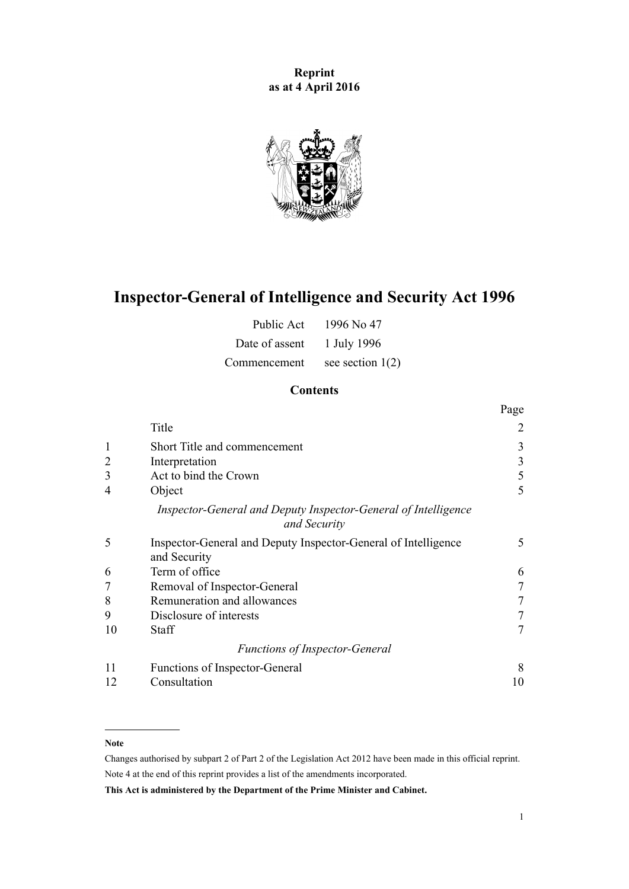**Reprint**
**as at 4 April 2016**

# Inspector-General of Intelligence and Security Act 1996

| | |
|---|---|
| Public Act | 1996 No 47 |
| Date of assent | 1 July 1996 |
| Commencement | see section 1(2) |

## Contents

| | | Page |
|---|---|---|
| | Title | 2 |
| 1 | Short Title and commencement | 3 |
| 2 | Interpretation | 3 |
| 3 | Act to bind the Crown | 5 |
| 4 | Object | 5 |
| | *Inspector-General and Deputy Inspector-General of Intelligence and Security* | |
| 5 | Inspector-General and Deputy Inspector-General of Intelligence and Security | 5 |
| 6 | Term of office | 6 |
| 7 | Removal of Inspector-General | 7 |
| 8 | Remuneration and allowances | 7 |
| 9 | Disclosure of interests | 7 |
| 10 | Staff | 7 |
| | *Functions of Inspector-General* | |
| 11 | Functions of Inspector-General | 8 |
| 12 | Consultation | 10 |

---

**Note**

Changes authorised by subpart 2 of Part 2 of the Legislation Act 2012 have been made in this official reprint.

Note 4 at the end of this reprint provides a list of the amendments incorporated.

**This Act is administered by the Department of the Prime Minister and Cabinet.**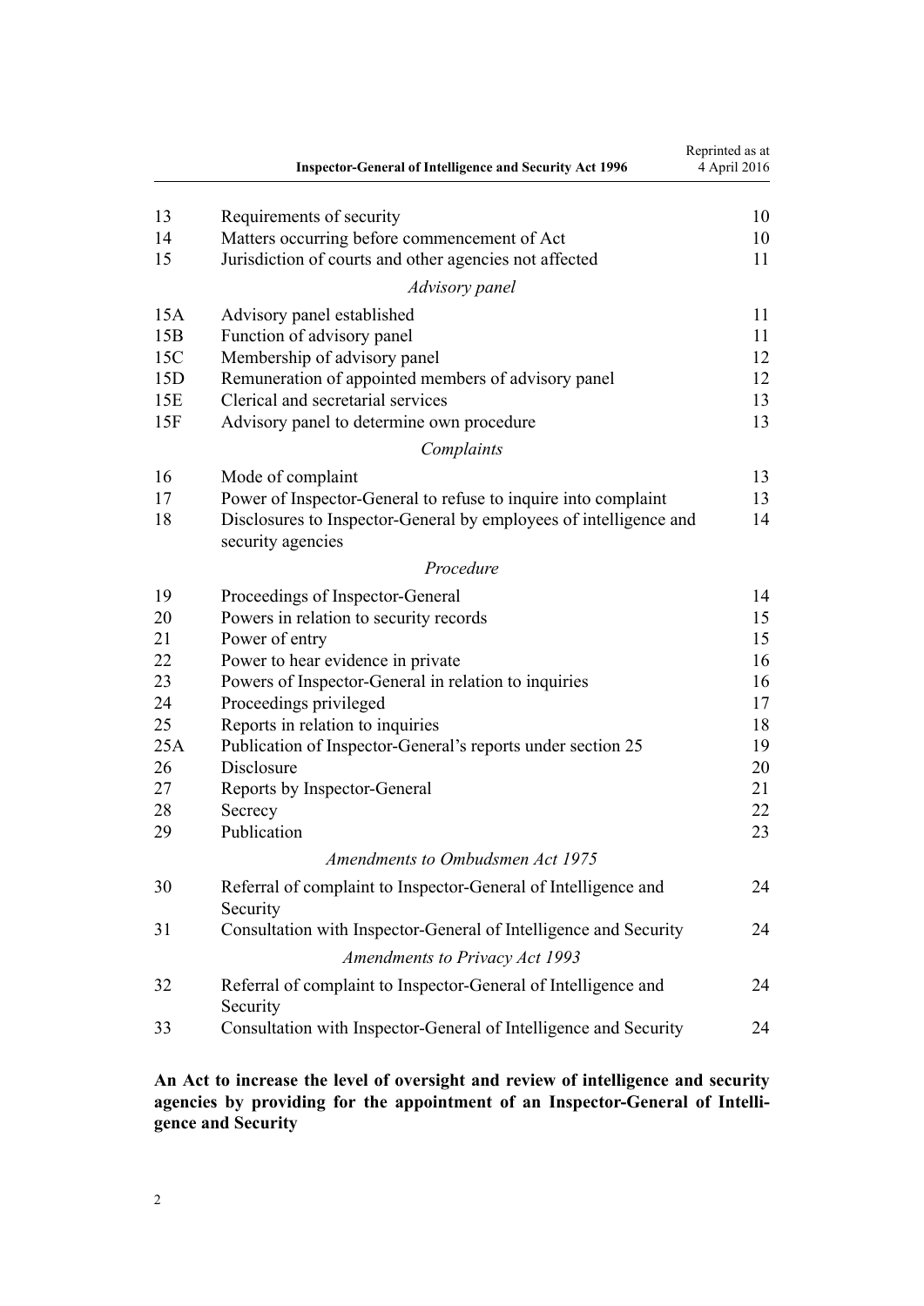| | | |
|---|---|---|
| 13 | Requirements of security | 10 |
| 14 | Matters occurring before commencement of Act | 10 |
| 15 | Jurisdiction of courts and other agencies not affected | 11 |
| | *Advisory panel* | |
| 15A | Advisory panel established | 11 |
| 15B | Function of advisory panel | 11 |
| 15C | Membership of advisory panel | 12 |
| 15D | Remuneration of appointed members of advisory panel | 12 |
| 15E | Clerical and secretarial services | 13 |
| 15F | Advisory panel to determine own procedure | 13 |
| | *Complaints* | |
| 16 | Mode of complaint | 13 |
| 17 | Power of Inspector-General to refuse to inquire into complaint | 13 |
| 18 | Disclosures to Inspector-General by employees of intelligence and security agencies | 14 |
| | *Procedure* | |
| 19 | Proceedings of Inspector-General | 14 |
| 20 | Powers in relation to security records | 15 |
| 21 | Power of entry | 15 |
| 22 | Power to hear evidence in private | 16 |
| 23 | Powers of Inspector-General in relation to inquiries | 16 |
| 24 | Proceedings privileged | 17 |
| 25 | Reports in relation to inquiries | 18 |
| 25A | Publication of Inspector-General's reports under section 25 | 19 |
| 26 | Disclosure | 20 |
| 27 | Reports by Inspector-General | 21 |
| 28 | Secrecy | 22 |
| 29 | Publication | 23 |
| | *Amendments to Ombudsmen Act 1975* | |
| 30 | Referral of complaint to Inspector-General of Intelligence and Security | 24 |
| 31 | Consultation with Inspector-General of Intelligence and Security | 24 |
| | *Amendments to Privacy Act 1993* | |
| 32 | Referral of complaint to Inspector-General of Intelligence and Security | 24 |
| 33 | Consultation with Inspector-General of Intelligence and Security | 24 |

**An Act to increase the level of oversight and review of intelligence and security agencies by providing for the appointment of an Inspector-General of Intelligence and Security**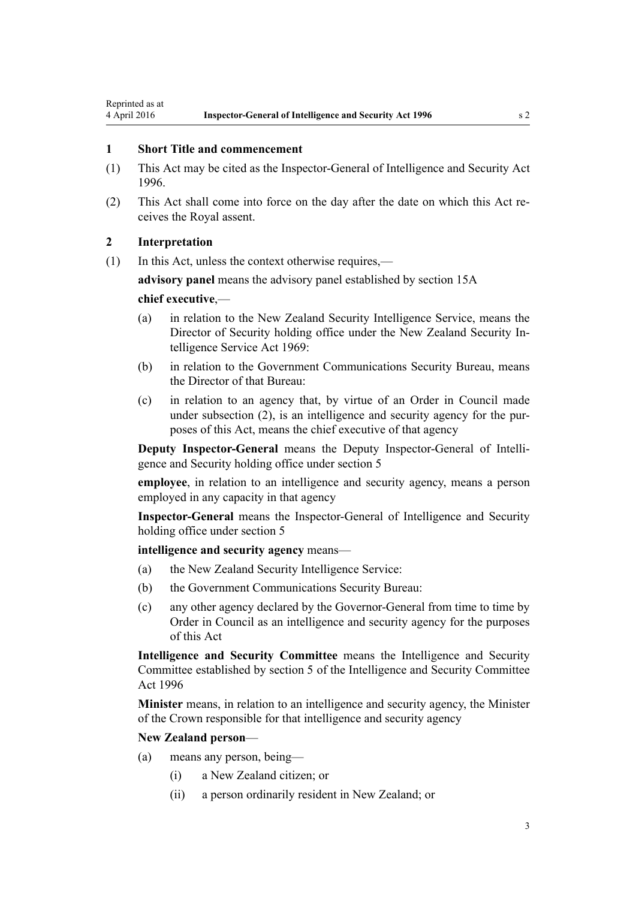### 1 Short Title and commencement

(1) This Act may be cited as the Inspector-General of Intelligence and Security Act 1996.

(2) This Act shall come into force on the day after the date on which this Act receives the Royal assent.

### 2 Interpretation

(1) In this Act, unless the context otherwise requires,—

**advisory panel** means the advisory panel established by section 15A

**chief executive**,—

- (a) in relation to the New Zealand Security Intelligence Service, means the Director of Security holding office under the New Zealand Security Intelligence Service Act 1969:
- (b) in relation to the Government Communications Security Bureau, means the Director of that Bureau:
- (c) in relation to an agency that, by virtue of an Order in Council made under subsection (2), is an intelligence and security agency for the purposes of this Act, means the chief executive of that agency

**Deputy Inspector-General** means the Deputy Inspector-General of Intelligence and Security holding office under section 5

**employee**, in relation to an intelligence and security agency, means a person employed in any capacity in that agency

**Inspector-General** means the Inspector-General of Intelligence and Security holding office under section 5

**intelligence and security agency** means—

- (a) the New Zealand Security Intelligence Service:
- (b) the Government Communications Security Bureau:
- (c) any other agency declared by the Governor-General from time to time by Order in Council as an intelligence and security agency for the purposes of this Act

**Intelligence and Security Committee** means the Intelligence and Security Committee established by section 5 of the Intelligence and Security Committee Act 1996

**Minister** means, in relation to an intelligence and security agency, the Minister of the Crown responsible for that intelligence and security agency

**New Zealand person**—

- (a) means any person, being—
  - (i) a New Zealand citizen; or
  - (ii) a person ordinarily resident in New Zealand; or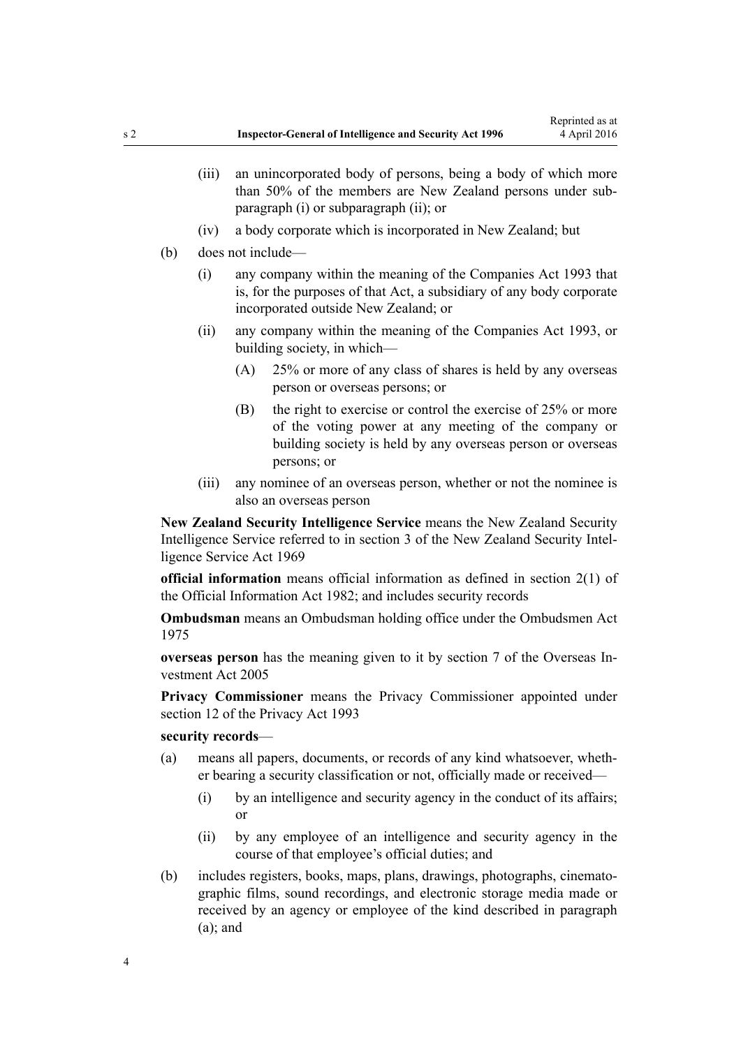- (iii) an unincorporated body of persons, being a body of which more than 50% of the members are New Zealand persons under subparagraph (i) or subparagraph (ii); or
- (iv) a body corporate which is incorporated in New Zealand; but

(b) does not include—

- (i) any company within the meaning of the Companies Act 1993 that is, for the purposes of that Act, a subsidiary of any body corporate incorporated outside New Zealand; or
- (ii) any company within the meaning of the Companies Act 1993, or building society, in which—
  - (A) 25% or more of any class of shares is held by any overseas person or overseas persons; or
  - (B) the right to exercise or control the exercise of 25% or more of the voting power at any meeting of the company or building society is held by any overseas person or overseas persons; or
- (iii) any nominee of an overseas person, whether or not the nominee is also an overseas person

**New Zealand Security Intelligence Service** means the New Zealand Security Intelligence Service referred to in section 3 of the New Zealand Security Intelligence Service Act 1969

**official information** means official information as defined in section 2(1) of the Official Information Act 1982; and includes security records

**Ombudsman** means an Ombudsman holding office under the Ombudsmen Act 1975

**overseas person** has the meaning given to it by section 7 of the Overseas Investment Act 2005

**Privacy Commissioner** means the Privacy Commissioner appointed under section 12 of the Privacy Act 1993

**security records**—

(a) means all papers, documents, or records of any kind whatsoever, whether bearing a security classification or not, officially made or received—

- (i) by an intelligence and security agency in the conduct of its affairs; or
- (ii) by any employee of an intelligence and security agency in the course of that employee's official duties; and

(b) includes registers, books, maps, plans, drawings, photographs, cinematographic films, sound recordings, and electronic storage media made or received by an agency or employee of the kind described in paragraph (a); and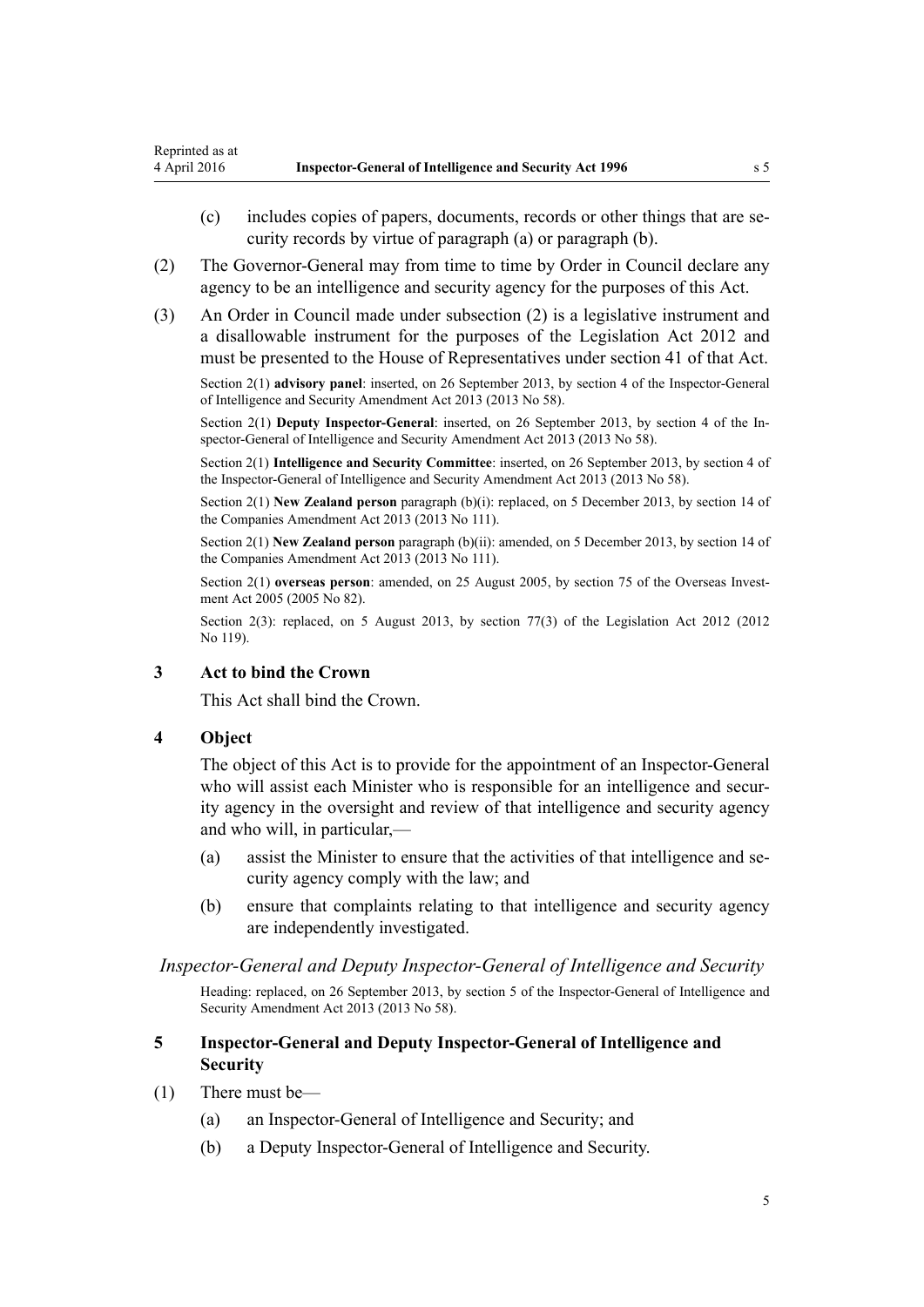(c) includes copies of papers, documents, records or other things that are security records by virtue of paragraph (a) or paragraph (b).

(2) The Governor-General may from time to time by Order in Council declare any agency to be an intelligence and security agency for the purposes of this Act.

(3) An Order in Council made under subsection (2) is a legislative instrument and a disallowable instrument for the purposes of the Legislation Act 2012 and must be presented to the House of Representatives under section 41 of that Act.

Section 2(1) **advisory panel**: inserted, on 26 September 2013, by section 4 of the Inspector-General of Intelligence and Security Amendment Act 2013 (2013 No 58).

Section 2(1) **Deputy Inspector-General**: inserted, on 26 September 2013, by section 4 of the Inspector-General of Intelligence and Security Amendment Act 2013 (2013 No 58).

Section 2(1) **Intelligence and Security Committee**: inserted, on 26 September 2013, by section 4 of the Inspector-General of Intelligence and Security Amendment Act 2013 (2013 No 58).

Section 2(1) **New Zealand person** paragraph (b)(i): replaced, on 5 December 2013, by section 14 of the Companies Amendment Act 2013 (2013 No 111).

Section 2(1) **New Zealand person** paragraph (b)(ii): amended, on 5 December 2013, by section 14 of the Companies Amendment Act 2013 (2013 No 111).

Section 2(1) **overseas person**: amended, on 25 August 2005, by section 75 of the Overseas Investment Act 2005 (2005 No 82).

Section 2(3): replaced, on 5 August 2013, by section 77(3) of the Legislation Act 2012 (2012 No 119).

### 3 Act to bind the Crown

This Act shall bind the Crown.

### 4 Object

The object of this Act is to provide for the appointment of an Inspector-General who will assist each Minister who is responsible for an intelligence and security agency in the oversight and review of that intelligence and security agency and who will, in particular,—

(a) assist the Minister to ensure that the activities of that intelligence and security agency comply with the law; and

(b) ensure that complaints relating to that intelligence and security agency are independently investigated.

*Inspector-General and Deputy Inspector-General of Intelligence and Security*

Heading: replaced, on 26 September 2013, by section 5 of the Inspector-General of Intelligence and Security Amendment Act 2013 (2013 No 58).

### 5 Inspector-General and Deputy Inspector-General of Intelligence and Security

(1) There must be—

(a) an Inspector-General of Intelligence and Security; and

(b) a Deputy Inspector-General of Intelligence and Security.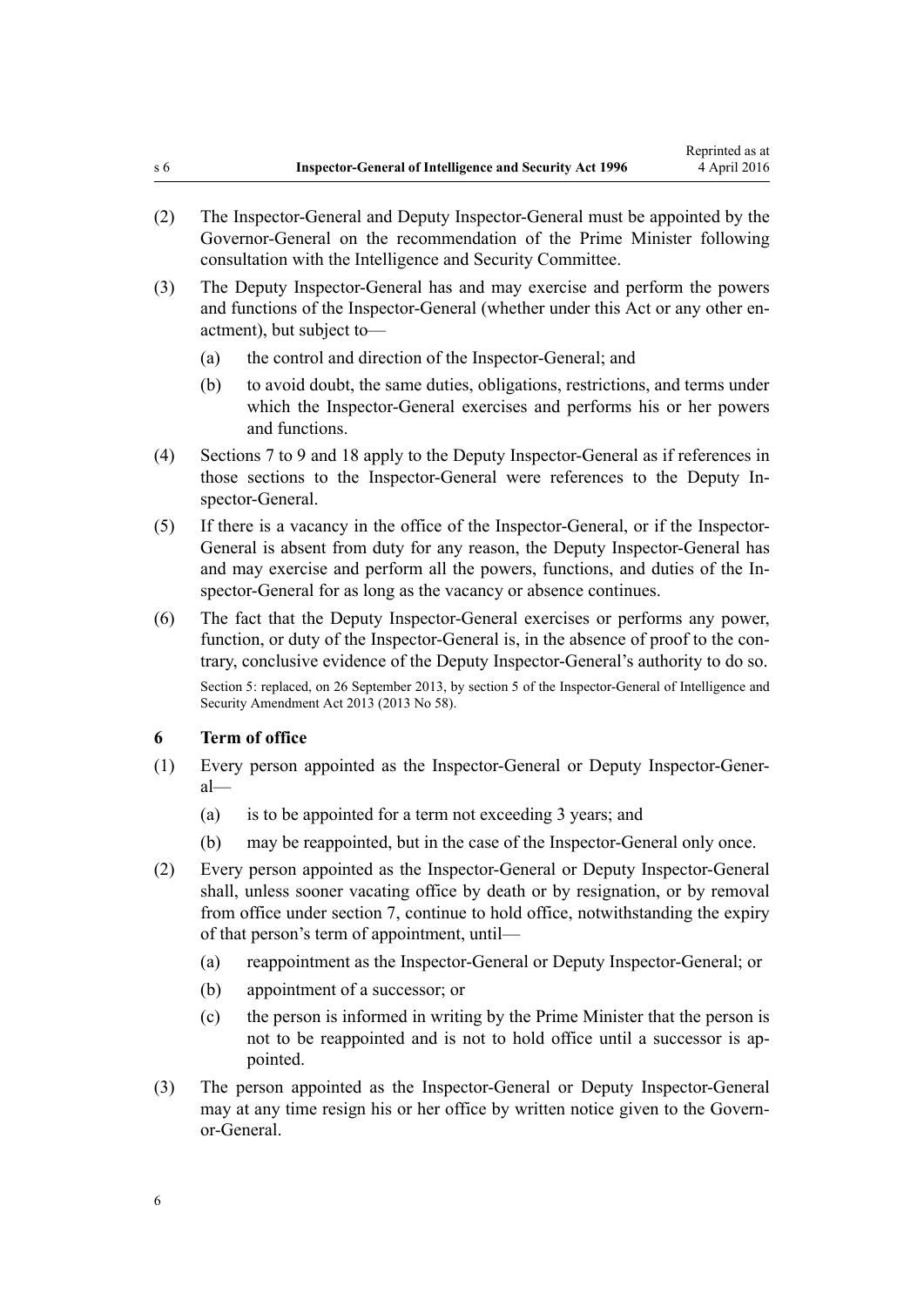(2) The Inspector-General and Deputy Inspector-General must be appointed by the Governor-General on the recommendation of the Prime Minister following consultation with the Intelligence and Security Committee.

(3) The Deputy Inspector-General has and may exercise and perform the powers and functions of the Inspector-General (whether under this Act or any other enactment), but subject to—

(a) the control and direction of the Inspector-General; and

(b) to avoid doubt, the same duties, obligations, restrictions, and terms under which the Inspector-General exercises and performs his or her powers and functions.

(4) Sections 7 to 9 and 18 apply to the Deputy Inspector-General as if references in those sections to the Inspector-General were references to the Deputy Inspector-General.

(5) If there is a vacancy in the office of the Inspector-General, or if the Inspector-General is absent from duty for any reason, the Deputy Inspector-General has and may exercise and perform all the powers, functions, and duties of the Inspector-General for as long as the vacancy or absence continues.

(6) The fact that the Deputy Inspector-General exercises or performs any power, function, or duty of the Inspector-General is, in the absence of proof to the contrary, conclusive evidence of the Deputy Inspector-General's authority to do so.

Section 5: replaced, on 26 September 2013, by section 5 of the Inspector-General of Intelligence and Security Amendment Act 2013 (2013 No 58).

### 6 Term of office

(1) Every person appointed as the Inspector-General or Deputy Inspector-General—

(a) is to be appointed for a term not exceeding 3 years; and

(b) may be reappointed, but in the case of the Inspector-General only once.

(2) Every person appointed as the Inspector-General or Deputy Inspector-General shall, unless sooner vacating office by death or by resignation, or by removal from office under section 7, continue to hold office, notwithstanding the expiry of that person's term of appointment, until—

(a) reappointment as the Inspector-General or Deputy Inspector-General; or

(b) appointment of a successor; or

(c) the person is informed in writing by the Prime Minister that the person is not to be reappointed and is not to hold office until a successor is appointed.

(3) The person appointed as the Inspector-General or Deputy Inspector-General may at any time resign his or her office by written notice given to the Governor-General.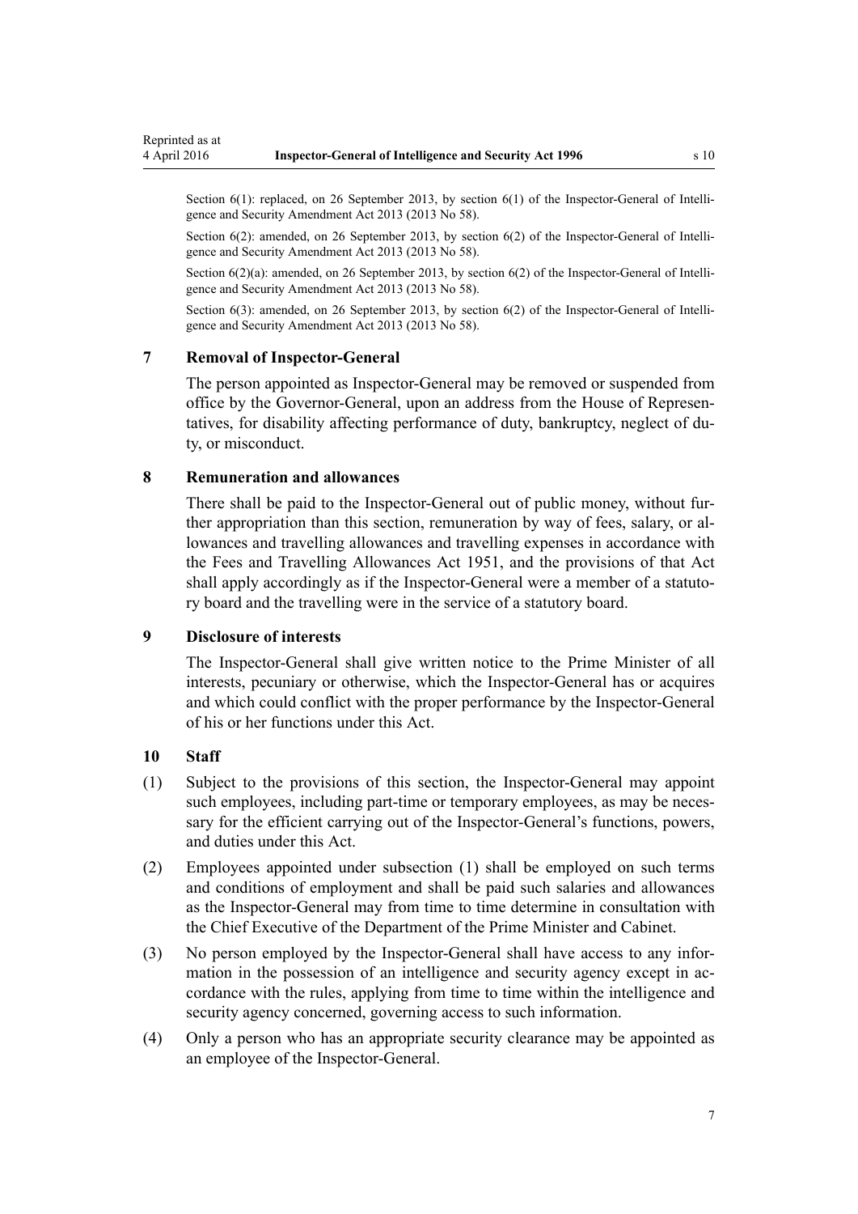Section 6(1): replaced, on 26 September 2013, by section 6(1) of the Inspector-General of Intelligence and Security Amendment Act 2013 (2013 No 58).

Section 6(2): amended, on 26 September 2013, by section 6(2) of the Inspector-General of Intelligence and Security Amendment Act 2013 (2013 No 58).

Section 6(2)(a): amended, on 26 September 2013, by section 6(2) of the Inspector-General of Intelligence and Security Amendment Act 2013 (2013 No 58).

Section 6(3): amended, on 26 September 2013, by section 6(2) of the Inspector-General of Intelligence and Security Amendment Act 2013 (2013 No 58).

### 7 Removal of Inspector-General

The person appointed as Inspector-General may be removed or suspended from office by the Governor-General, upon an address from the House of Representatives, for disability affecting performance of duty, bankruptcy, neglect of duty, or misconduct.

### 8 Remuneration and allowances

There shall be paid to the Inspector-General out of public money, without further appropriation than this section, remuneration by way of fees, salary, or allowances and travelling allowances and travelling expenses in accordance with the Fees and Travelling Allowances Act 1951, and the provisions of that Act shall apply accordingly as if the Inspector-General were a member of a statutory board and the travelling were in the service of a statutory board.

### 9 Disclosure of interests

The Inspector-General shall give written notice to the Prime Minister of all interests, pecuniary or otherwise, which the Inspector-General has or acquires and which could conflict with the proper performance by the Inspector-General of his or her functions under this Act.

### 10 Staff

(1) Subject to the provisions of this section, the Inspector-General may appoint such employees, including part-time or temporary employees, as may be necessary for the efficient carrying out of the Inspector-General's functions, powers, and duties under this Act.

(2) Employees appointed under subsection (1) shall be employed on such terms and conditions of employment and shall be paid such salaries and allowances as the Inspector-General may from time to time determine in consultation with the Chief Executive of the Department of the Prime Minister and Cabinet.

(3) No person employed by the Inspector-General shall have access to any information in the possession of an intelligence and security agency except in accordance with the rules, applying from time to time within the intelligence and security agency concerned, governing access to such information.

(4) Only a person who has an appropriate security clearance may be appointed as an employee of the Inspector-General.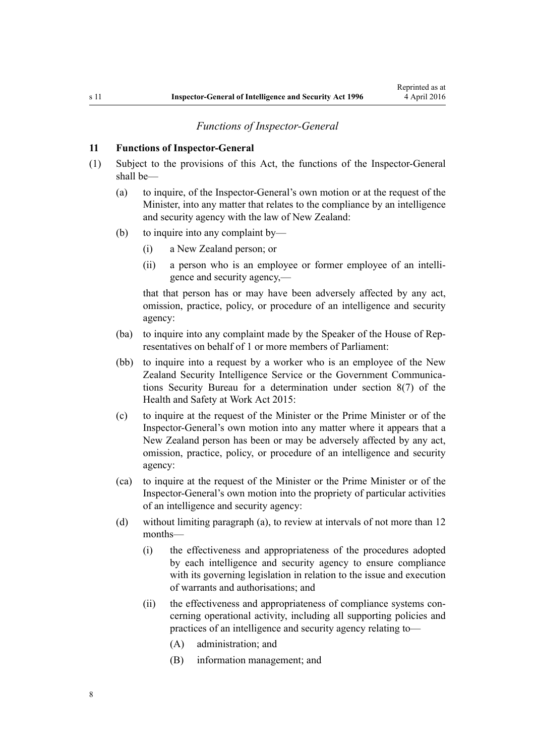*Functions of Inspector-General*

## 11 Functions of Inspector-General

(1) Subject to the provisions of this Act, the functions of the Inspector-General shall be—

(a) to inquire, of the Inspector-General's own motion or at the request of the Minister, into any matter that relates to the compliance by an intelligence and security agency with the law of New Zealand:

(b) to inquire into any complaint by—

(i) a New Zealand person; or

(ii) a person who is an employee or former employee of an intelligence and security agency,—

that that person has or may have been adversely affected by any act, omission, practice, policy, or procedure of an intelligence and security agency:

(ba) to inquire into any complaint made by the Speaker of the House of Representatives on behalf of 1 or more members of Parliament:

(bb) to inquire into a request by a worker who is an employee of the New Zealand Security Intelligence Service or the Government Communications Security Bureau for a determination under section 8(7) of the Health and Safety at Work Act 2015:

(c) to inquire at the request of the Minister or the Prime Minister or of the Inspector-General's own motion into any matter where it appears that a New Zealand person has been or may be adversely affected by any act, omission, practice, policy, or procedure of an intelligence and security agency:

(ca) to inquire at the request of the Minister or the Prime Minister or of the Inspector-General's own motion into the propriety of particular activities of an intelligence and security agency:

(d) without limiting paragraph (a), to review at intervals of not more than 12 months—

(i) the effectiveness and appropriateness of the procedures adopted by each intelligence and security agency to ensure compliance with its governing legislation in relation to the issue and execution of warrants and authorisations; and

(ii) the effectiveness and appropriateness of compliance systems concerning operational activity, including all supporting policies and practices of an intelligence and security agency relating to—

(A) administration; and

(B) information management; and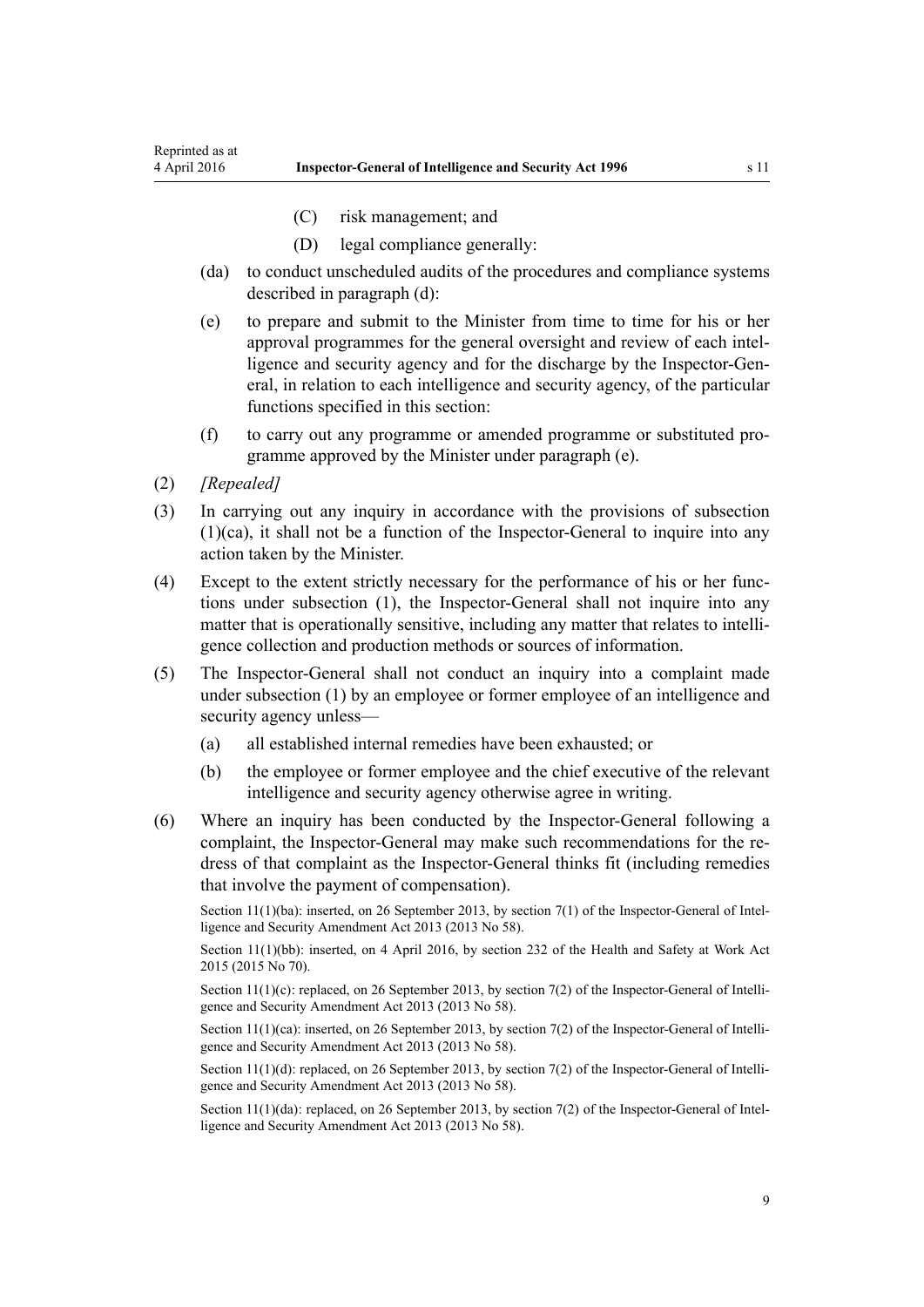(C) risk management; and

(D) legal compliance generally:

(da) to conduct unscheduled audits of the procedures and compliance systems described in paragraph (d):

(e) to prepare and submit to the Minister from time to time for his or her approval programmes for the general oversight and review of each intelligence and security agency and for the discharge by the Inspector-General, in relation to each intelligence and security agency, of the particular functions specified in this section:

(f) to carry out any programme or amended programme or substituted programme approved by the Minister under paragraph (e).

(2) *[Repealed]*

(3) In carrying out any inquiry in accordance with the provisions of subsection (1)(ca), it shall not be a function of the Inspector-General to inquire into any action taken by the Minister.

(4) Except to the extent strictly necessary for the performance of his or her functions under subsection (1), the Inspector-General shall not inquire into any matter that is operationally sensitive, including any matter that relates to intelligence collection and production methods or sources of information.

(5) The Inspector-General shall not conduct an inquiry into a complaint made under subsection (1) by an employee or former employee of an intelligence and security agency unless—

(a) all established internal remedies have been exhausted; or

(b) the employee or former employee and the chief executive of the relevant intelligence and security agency otherwise agree in writing.

(6) Where an inquiry has been conducted by the Inspector-General following a complaint, the Inspector-General may make such recommendations for the redress of that complaint as the Inspector-General thinks fit (including remedies that involve the payment of compensation).

Section 11(1)(ba): inserted, on 26 September 2013, by section 7(1) of the Inspector-General of Intelligence and Security Amendment Act 2013 (2013 No 58).

Section 11(1)(bb): inserted, on 4 April 2016, by section 232 of the Health and Safety at Work Act 2015 (2015 No 70).

Section 11(1)(c): replaced, on 26 September 2013, by section 7(2) of the Inspector-General of Intelligence and Security Amendment Act 2013 (2013 No 58).

Section 11(1)(ca): inserted, on 26 September 2013, by section 7(2) of the Inspector-General of Intelligence and Security Amendment Act 2013 (2013 No 58).

Section 11(1)(d): replaced, on 26 September 2013, by section 7(2) of the Inspector-General of Intelligence and Security Amendment Act 2013 (2013 No 58).

Section 11(1)(da): replaced, on 26 September 2013, by section 7(2) of the Inspector-General of Intelligence and Security Amendment Act 2013 (2013 No 58).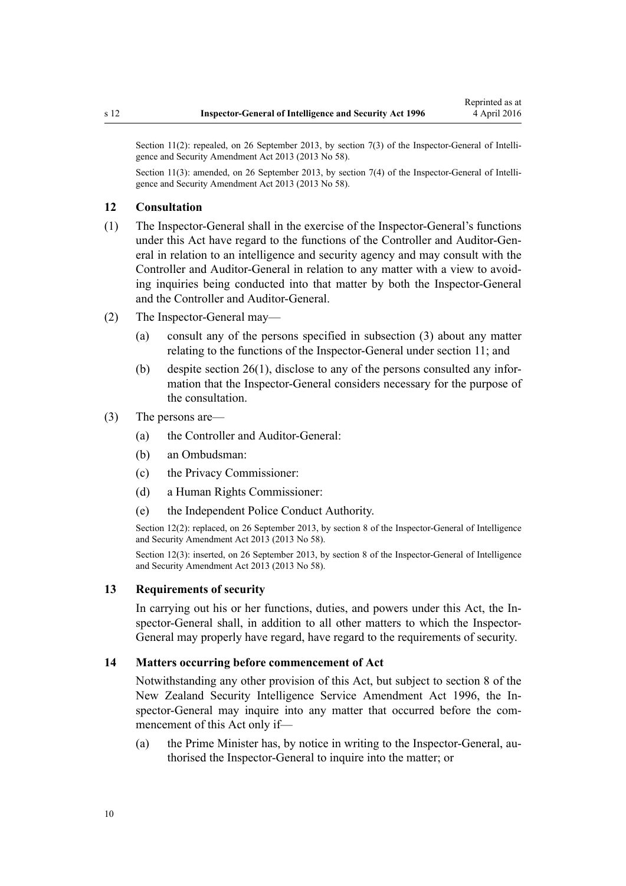Section 11(2): repealed, on 26 September 2013, by section 7(3) of the Inspector-General of Intelligence and Security Amendment Act 2013 (2013 No 58).

Section 11(3): amended, on 26 September 2013, by section 7(4) of the Inspector-General of Intelligence and Security Amendment Act 2013 (2013 No 58).

### 12 Consultation

(1) The Inspector-General shall in the exercise of the Inspector-General's functions under this Act have regard to the functions of the Controller and Auditor-General in relation to an intelligence and security agency and may consult with the Controller and Auditor-General in relation to any matter with a view to avoiding inquiries being conducted into that matter by both the Inspector-General and the Controller and Auditor-General.

(2) The Inspector-General may—

- (a) consult any of the persons specified in subsection (3) about any matter relating to the functions of the Inspector-General under section 11; and
- (b) despite section 26(1), disclose to any of the persons consulted any information that the Inspector-General considers necessary for the purpose of the consultation.

(3) The persons are—

- (a) the Controller and Auditor-General:
- (b) an Ombudsman:
- (c) the Privacy Commissioner:
- (d) a Human Rights Commissioner:
- (e) the Independent Police Conduct Authority.

Section 12(2): replaced, on 26 September 2013, by section 8 of the Inspector-General of Intelligence and Security Amendment Act 2013 (2013 No 58).

Section 12(3): inserted, on 26 September 2013, by section 8 of the Inspector-General of Intelligence and Security Amendment Act 2013 (2013 No 58).

### 13 Requirements of security

In carrying out his or her functions, duties, and powers under this Act, the Inspector-General shall, in addition to all other matters to which the Inspector-General may properly have regard, have regard to the requirements of security.

### 14 Matters occurring before commencement of Act

Notwithstanding any other provision of this Act, but subject to section 8 of the New Zealand Security Intelligence Service Amendment Act 1996, the Inspector-General may inquire into any matter that occurred before the commencement of this Act only if—

- (a) the Prime Minister has, by notice in writing to the Inspector-General, authorised the Inspector-General to inquire into the matter; or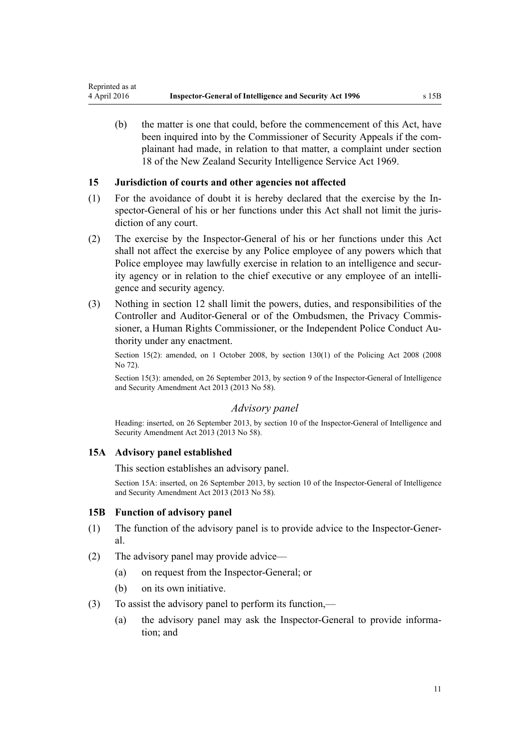(b) the matter is one that could, before the commencement of this Act, have been inquired into by the Commissioner of Security Appeals if the complainant had made, in relation to that matter, a complaint under section 18 of the New Zealand Security Intelligence Service Act 1969.

### 15 Jurisdiction of courts and other agencies not affected

(1) For the avoidance of doubt it is hereby declared that the exercise by the Inspector-General of his or her functions under this Act shall not limit the jurisdiction of any court.

(2) The exercise by the Inspector-General of his or her functions under this Act shall not affect the exercise by any Police employee of any powers which that Police employee may lawfully exercise in relation to an intelligence and security agency or in relation to the chief executive or any employee of an intelligence and security agency.

(3) Nothing in section 12 shall limit the powers, duties, and responsibilities of the Controller and Auditor-General or of the Ombudsmen, the Privacy Commissioner, a Human Rights Commissioner, or the Independent Police Conduct Authority under any enactment.

Section 15(2): amended, on 1 October 2008, by section 130(1) of the Policing Act 2008 (2008 No 72).

Section 15(3): amended, on 26 September 2013, by section 9 of the Inspector-General of Intelligence and Security Amendment Act 2013 (2013 No 58).

## *Advisory panel*

Heading: inserted, on 26 September 2013, by section 10 of the Inspector-General of Intelligence and Security Amendment Act 2013 (2013 No 58).

### 15A Advisory panel established

This section establishes an advisory panel.

Section 15A: inserted, on 26 September 2013, by section 10 of the Inspector-General of Intelligence and Security Amendment Act 2013 (2013 No 58).

### 15B Function of advisory panel

(1) The function of the advisory panel is to provide advice to the Inspector-General.

(2) The advisory panel may provide advice—

(a) on request from the Inspector-General; or

(b) on its own initiative.

(3) To assist the advisory panel to perform its function,—

(a) the advisory panel may ask the Inspector-General to provide information; and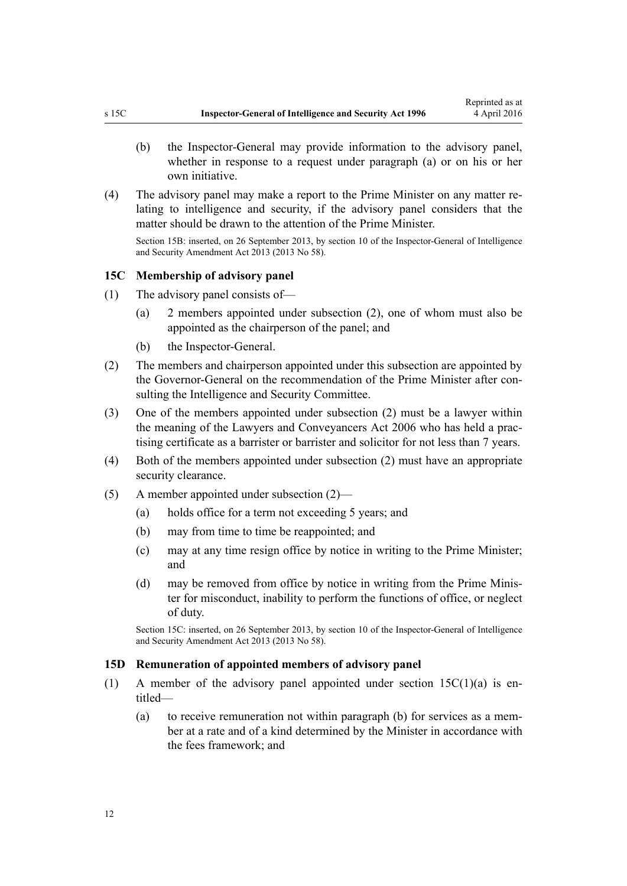(b) the Inspector-General may provide information to the advisory panel, whether in response to a request under paragraph (a) or on his or her own initiative.

(4) The advisory panel may make a report to the Prime Minister on any matter relating to intelligence and security, if the advisory panel considers that the matter should be drawn to the attention of the Prime Minister.

Section 15B: inserted, on 26 September 2013, by section 10 of the Inspector-General of Intelligence and Security Amendment Act 2013 (2013 No 58).

### 15C Membership of advisory panel

(1) The advisory panel consists of—

(a) 2 members appointed under subsection (2), one of whom must also be appointed as the chairperson of the panel; and

(b) the Inspector-General.

(2) The members and chairperson appointed under this subsection are appointed by the Governor-General on the recommendation of the Prime Minister after consulting the Intelligence and Security Committee.

(3) One of the members appointed under subsection (2) must be a lawyer within the meaning of the Lawyers and Conveyancers Act 2006 who has held a practising certificate as a barrister or barrister and solicitor for not less than 7 years.

(4) Both of the members appointed under subsection (2) must have an appropriate security clearance.

(5) A member appointed under subsection (2)—

(a) holds office for a term not exceeding 5 years; and

(b) may from time to time be reappointed; and

(c) may at any time resign office by notice in writing to the Prime Minister; and

(d) may be removed from office by notice in writing from the Prime Minister for misconduct, inability to perform the functions of office, or neglect of duty.

Section 15C: inserted, on 26 September 2013, by section 10 of the Inspector-General of Intelligence and Security Amendment Act 2013 (2013 No 58).

### 15D Remuneration of appointed members of advisory panel

(1) A member of the advisory panel appointed under section 15C(1)(a) is entitled—

(a) to receive remuneration not within paragraph (b) for services as a member at a rate and of a kind determined by the Minister in accordance with the fees framework; and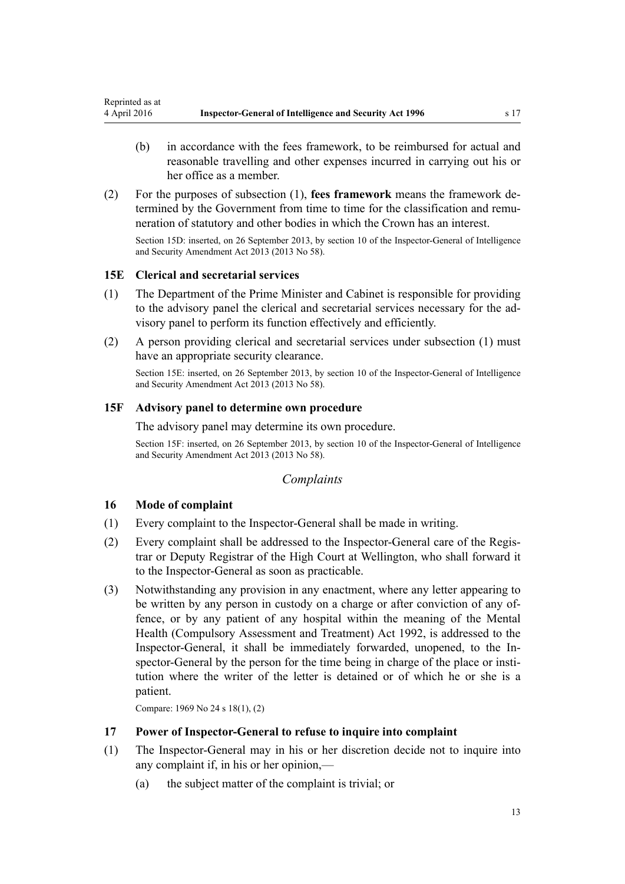(b) in accordance with the fees framework, to be reimbursed for actual and reasonable travelling and other expenses incurred in carrying out his or her office as a member.

(2) For the purposes of subsection (1), **fees framework** means the framework determined by the Government from time to time for the classification and remuneration of statutory and other bodies in which the Crown has an interest.

Section 15D: inserted, on 26 September 2013, by section 10 of the Inspector-General of Intelligence and Security Amendment Act 2013 (2013 No 58).

### 15E Clerical and secretarial services

(1) The Department of the Prime Minister and Cabinet is responsible for providing to the advisory panel the clerical and secretarial services necessary for the advisory panel to perform its function effectively and efficiently.

(2) A person providing clerical and secretarial services under subsection (1) must have an appropriate security clearance.

Section 15E: inserted, on 26 September 2013, by section 10 of the Inspector-General of Intelligence and Security Amendment Act 2013 (2013 No 58).

### 15F Advisory panel to determine own procedure

The advisory panel may determine its own procedure.

Section 15F: inserted, on 26 September 2013, by section 10 of the Inspector-General of Intelligence and Security Amendment Act 2013 (2013 No 58).

## *Complaints*

### 16 Mode of complaint

(1) Every complaint to the Inspector-General shall be made in writing.

(2) Every complaint shall be addressed to the Inspector-General care of the Registrar or Deputy Registrar of the High Court at Wellington, who shall forward it to the Inspector-General as soon as practicable.

(3) Notwithstanding any provision in any enactment, where any letter appearing to be written by any person in custody on a charge or after conviction of any offence, or by any patient of any hospital within the meaning of the Mental Health (Compulsory Assessment and Treatment) Act 1992, is addressed to the Inspector-General, it shall be immediately forwarded, unopened, to the Inspector-General by the person for the time being in charge of the place or institution where the writer of the letter is detained or of which he or she is a patient.

Compare: 1969 No 24 s 18(1), (2)

### 17 Power of Inspector-General to refuse to inquire into complaint

(1) The Inspector-General may in his or her discretion decide not to inquire into any complaint if, in his or her opinion,—

(a) the subject matter of the complaint is trivial; or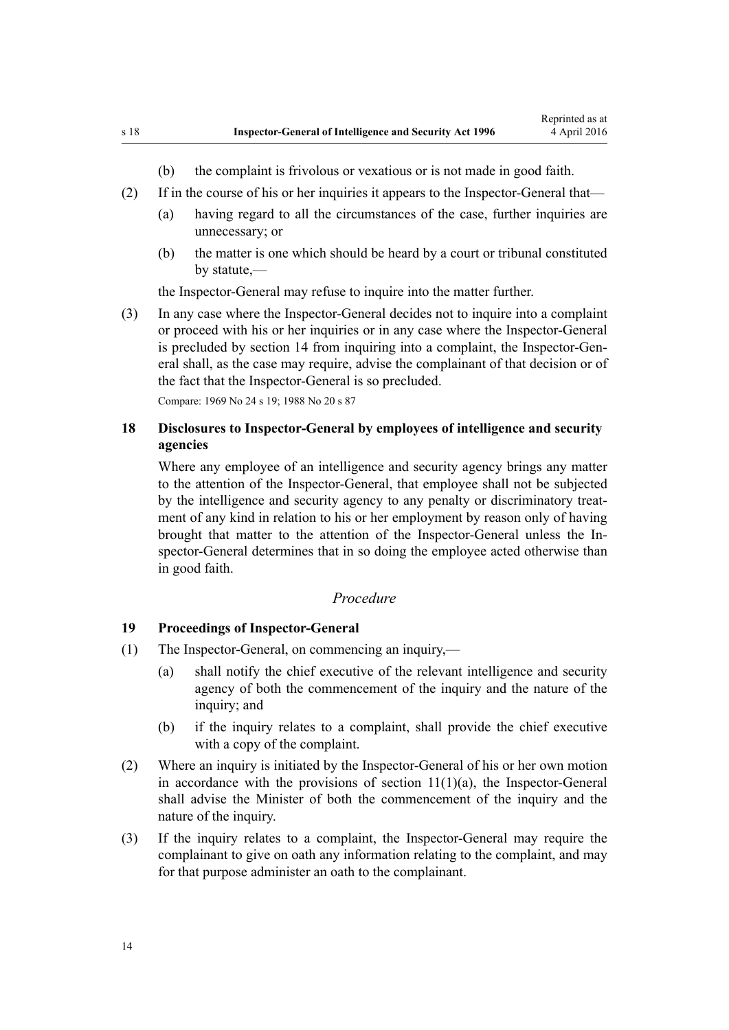(b) the complaint is frivolous or vexatious or is not made in good faith.

(2) If in the course of his or her inquiries it appears to the Inspector-General that—

(a) having regard to all the circumstances of the case, further inquiries are unnecessary; or

(b) the matter is one which should be heard by a court or tribunal constituted by statute,—

the Inspector-General may refuse to inquire into the matter further.

(3) In any case where the Inspector-General decides not to inquire into a complaint or proceed with his or her inquiries or in any case where the Inspector-General is precluded by section 14 from inquiring into a complaint, the Inspector-General shall, as the case may require, advise the complainant of that decision or of the fact that the Inspector-General is so precluded.

Compare: 1969 No 24 s 19; 1988 No 20 s 87

### 18 Disclosures to Inspector-General by employees of intelligence and security agencies

Where any employee of an intelligence and security agency brings any matter to the attention of the Inspector-General, that employee shall not be subjected by the intelligence and security agency to any penalty or discriminatory treatment of any kind in relation to his or her employment by reason only of having brought that matter to the attention of the Inspector-General unless the Inspector-General determines that in so doing the employee acted otherwise than in good faith.

## *Procedure*

### 19 Proceedings of Inspector-General

(1) The Inspector-General, on commencing an inquiry,—

(a) shall notify the chief executive of the relevant intelligence and security agency of both the commencement of the inquiry and the nature of the inquiry; and

(b) if the inquiry relates to a complaint, shall provide the chief executive with a copy of the complaint.

(2) Where an inquiry is initiated by the Inspector-General of his or her own motion in accordance with the provisions of section 11(1)(a), the Inspector-General shall advise the Minister of both the commencement of the inquiry and the nature of the inquiry.

(3) If the inquiry relates to a complaint, the Inspector-General may require the complainant to give on oath any information relating to the complaint, and may for that purpose administer an oath to the complainant.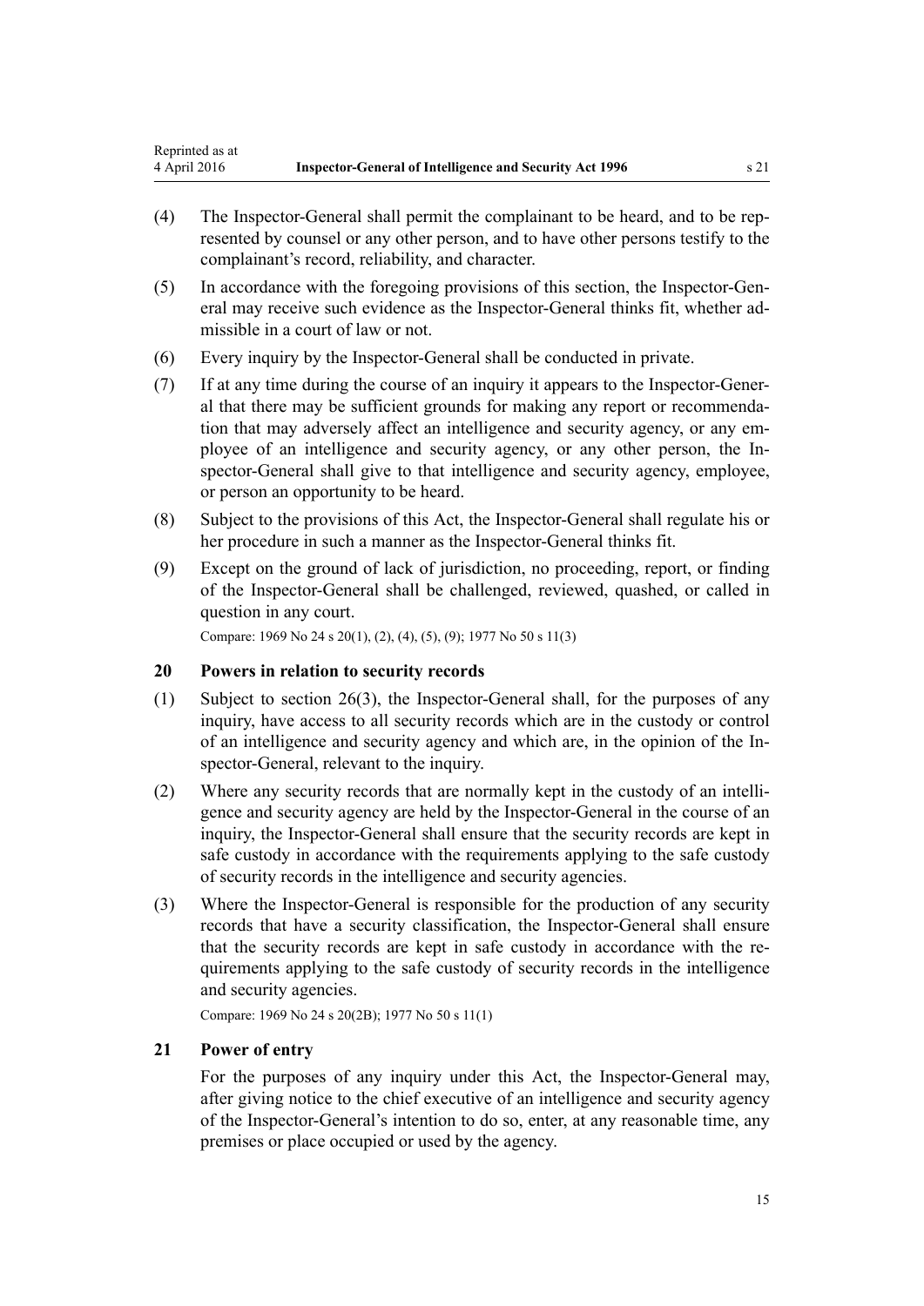(4) The Inspector-General shall permit the complainant to be heard, and to be represented by counsel or any other person, and to have other persons testify to the complainant's record, reliability, and character.

(5) In accordance with the foregoing provisions of this section, the Inspector-General may receive such evidence as the Inspector-General thinks fit, whether admissible in a court of law or not.

(6) Every inquiry by the Inspector-General shall be conducted in private.

(7) If at any time during the course of an inquiry it appears to the Inspector-General that there may be sufficient grounds for making any report or recommendation that may adversely affect an intelligence and security agency, or any employee of an intelligence and security agency, or any other person, the Inspector-General shall give to that intelligence and security agency, employee, or person an opportunity to be heard.

(8) Subject to the provisions of this Act, the Inspector-General shall regulate his or her procedure in such a manner as the Inspector-General thinks fit.

(9) Except on the ground of lack of jurisdiction, no proceeding, report, or finding of the Inspector-General shall be challenged, reviewed, quashed, or called in question in any court.

Compare: 1969 No 24 s 20(1), (2), (4), (5), (9); 1977 No 50 s 11(3)

## 20 Powers in relation to security records

(1) Subject to section 26(3), the Inspector-General shall, for the purposes of any inquiry, have access to all security records which are in the custody or control of an intelligence and security agency and which are, in the opinion of the Inspector-General, relevant to the inquiry.

(2) Where any security records that are normally kept in the custody of an intelligence and security agency are held by the Inspector-General in the course of an inquiry, the Inspector-General shall ensure that the security records are kept in safe custody in accordance with the requirements applying to the safe custody of security records in the intelligence and security agencies.

(3) Where the Inspector-General is responsible for the production of any security records that have a security classification, the Inspector-General shall ensure that the security records are kept in safe custody in accordance with the requirements applying to the safe custody of security records in the intelligence and security agencies.

Compare: 1969 No 24 s 20(2B); 1977 No 50 s 11(1)

## 21 Power of entry

For the purposes of any inquiry under this Act, the Inspector-General may, after giving notice to the chief executive of an intelligence and security agency of the Inspector-General's intention to do so, enter, at any reasonable time, any premises or place occupied or used by the agency.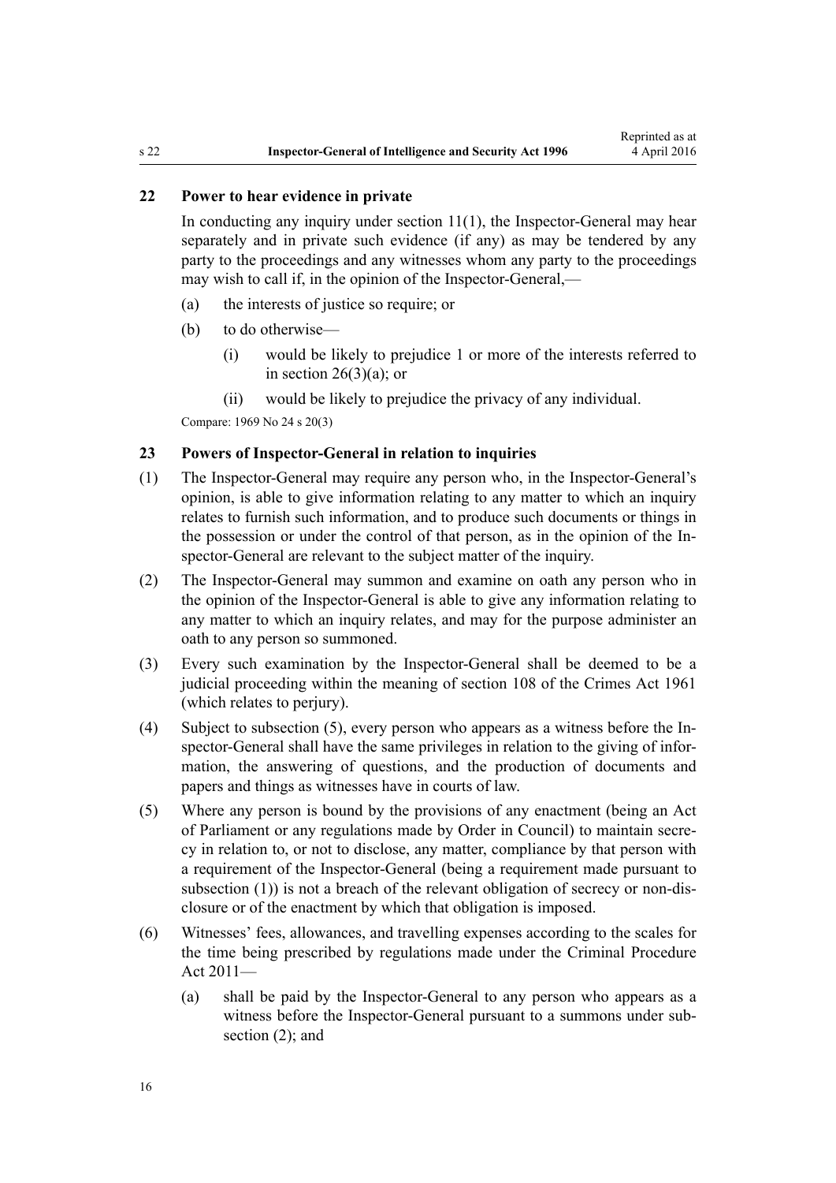## 22 Power to hear evidence in private

In conducting any inquiry under section 11(1), the Inspector-General may hear separately and in private such evidence (if any) as may be tendered by any party to the proceedings and any witnesses whom any party to the proceedings may wish to call if, in the opinion of the Inspector-General,—

(a) the interests of justice so require; or

(b) to do otherwise—

(i) would be likely to prejudice 1 or more of the interests referred to in section 26(3)(a); or

(ii) would be likely to prejudice the privacy of any individual.

Compare: 1969 No 24 s 20(3)

## 23 Powers of Inspector-General in relation to inquiries

(1) The Inspector-General may require any person who, in the Inspector-General's opinion, is able to give information relating to any matter to which an inquiry relates to furnish such information, and to produce such documents or things in the possession or under the control of that person, as in the opinion of the Inspector-General are relevant to the subject matter of the inquiry.

(2) The Inspector-General may summon and examine on oath any person who in the opinion of the Inspector-General is able to give any information relating to any matter to which an inquiry relates, and may for the purpose administer an oath to any person so summoned.

(3) Every such examination by the Inspector-General shall be deemed to be a judicial proceeding within the meaning of section 108 of the Crimes Act 1961 (which relates to perjury).

(4) Subject to subsection (5), every person who appears as a witness before the Inspector-General shall have the same privileges in relation to the giving of information, the answering of questions, and the production of documents and papers and things as witnesses have in courts of law.

(5) Where any person is bound by the provisions of any enactment (being an Act of Parliament or any regulations made by Order in Council) to maintain secrecy in relation to, or not to disclose, any matter, compliance by that person with a requirement of the Inspector-General (being a requirement made pursuant to subsection (1)) is not a breach of the relevant obligation of secrecy or non-disclosure or of the enactment by which that obligation is imposed.

(6) Witnesses' fees, allowances, and travelling expenses according to the scales for the time being prescribed by regulations made under the Criminal Procedure Act 2011—

(a) shall be paid by the Inspector-General to any person who appears as a witness before the Inspector-General pursuant to a summons under subsection (2); and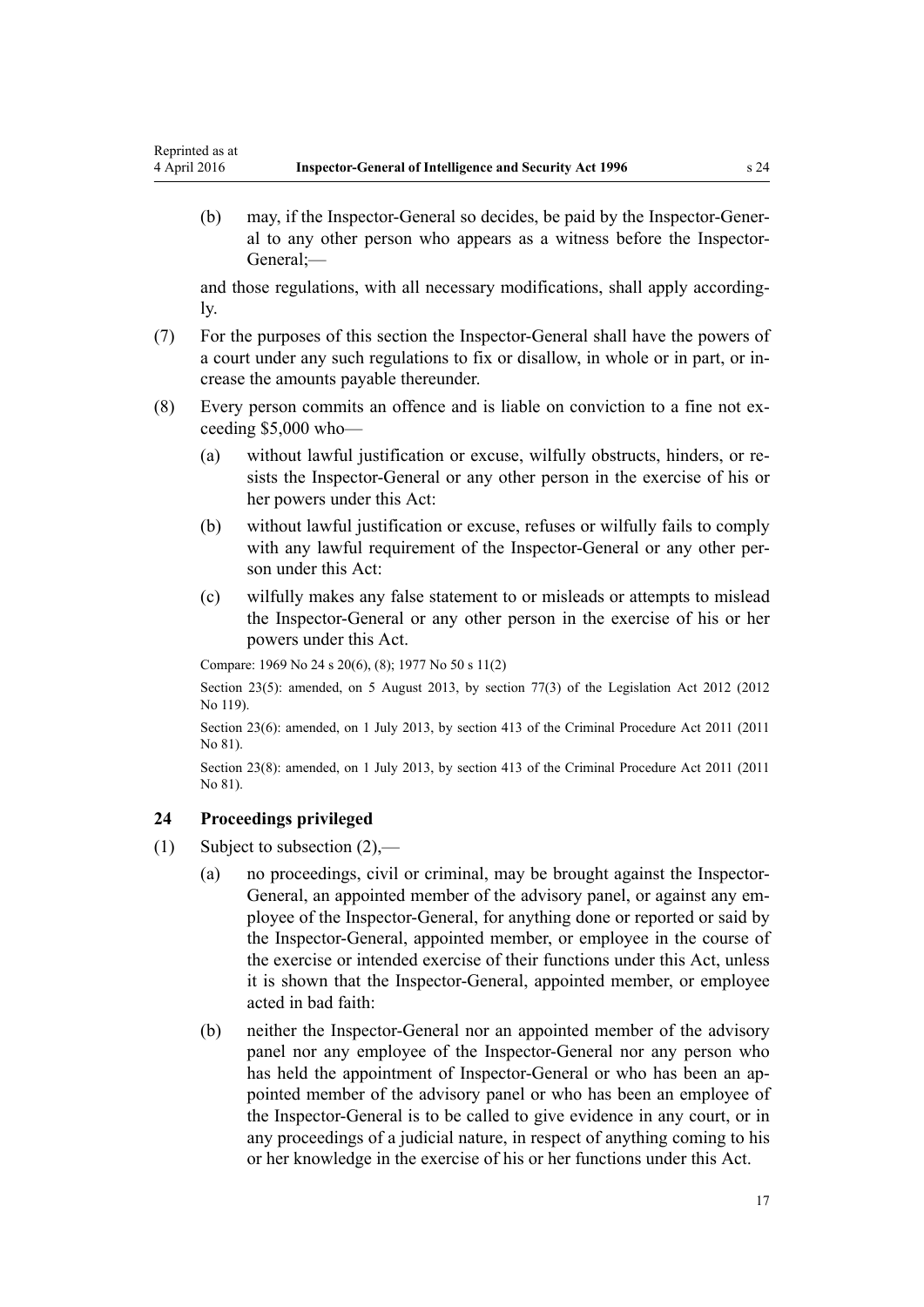(b) may, if the Inspector-General so decides, be paid by the Inspector-General to any other person who appears as a witness before the Inspector-General;—

and those regulations, with all necessary modifications, shall apply accordingly.

(7) For the purposes of this section the Inspector-General shall have the powers of a court under any such regulations to fix or disallow, in whole or in part, or increase the amounts payable thereunder.

(8) Every person commits an offence and is liable on conviction to a fine not exceeding $5,000 who—

(a) without lawful justification or excuse, wilfully obstructs, hinders, or resists the Inspector-General or any other person in the exercise of his or her powers under this Act:

(b) without lawful justification or excuse, refuses or wilfully fails to comply with any lawful requirement of the Inspector-General or any other person under this Act:

(c) wilfully makes any false statement to or misleads or attempts to mislead the Inspector-General or any other person in the exercise of his or her powers under this Act.

Compare: 1969 No 24 s 20(6), (8); 1977 No 50 s 11(2)

Section 23(5): amended, on 5 August 2013, by section 77(3) of the Legislation Act 2012 (2012 No 119).

Section 23(6): amended, on 1 July 2013, by section 413 of the Criminal Procedure Act 2011 (2011 No 81).

Section 23(8): amended, on 1 July 2013, by section 413 of the Criminal Procedure Act 2011 (2011 No 81).

### 24 Proceedings privileged

(1) Subject to subsection (2),—

(a) no proceedings, civil or criminal, may be brought against the Inspector-General, an appointed member of the advisory panel, or against any employee of the Inspector-General, for anything done or reported or said by the Inspector-General, appointed member, or employee in the course of the exercise or intended exercise of their functions under this Act, unless it is shown that the Inspector-General, appointed member, or employee acted in bad faith:

(b) neither the Inspector-General nor an appointed member of the advisory panel nor any employee of the Inspector-General nor any person who has held the appointment of Inspector-General or who has been an appointed member of the advisory panel or who has been an employee of the Inspector-General is to be called to give evidence in any court, or in any proceedings of a judicial nature, in respect of anything coming to his or her knowledge in the exercise of his or her functions under this Act.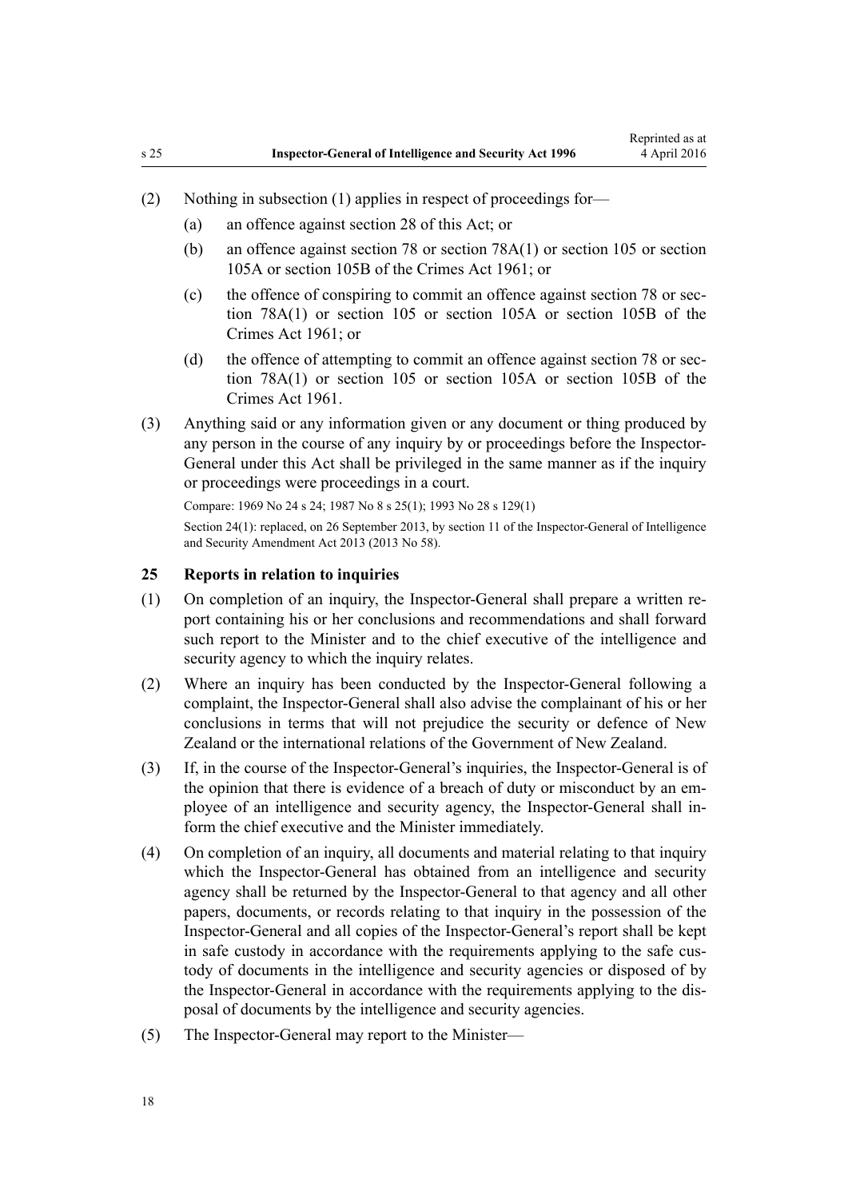(2) Nothing in subsection (1) applies in respect of proceedings for—

(a) an offence against section 28 of this Act; or

(b) an offence against section 78 or section 78A(1) or section 105 or section 105A or section 105B of the Crimes Act 1961; or

(c) the offence of conspiring to commit an offence against section 78 or section 78A(1) or section 105 or section 105A or section 105B of the Crimes Act 1961; or

(d) the offence of attempting to commit an offence against section 78 or section 78A(1) or section 105 or section 105A or section 105B of the Crimes Act 1961.

(3) Anything said or any information given or any document or thing produced by any person in the course of any inquiry by or proceedings before the Inspector-General under this Act shall be privileged in the same manner as if the inquiry or proceedings were proceedings in a court.

Compare: 1969 No 24 s 24; 1987 No 8 s 25(1); 1993 No 28 s 129(1)

Section 24(1): replaced, on 26 September 2013, by section 11 of the Inspector-General of Intelligence and Security Amendment Act 2013 (2013 No 58).

### 25 Reports in relation to inquiries

(1) On completion of an inquiry, the Inspector-General shall prepare a written report containing his or her conclusions and recommendations and shall forward such report to the Minister and to the chief executive of the intelligence and security agency to which the inquiry relates.

(2) Where an inquiry has been conducted by the Inspector-General following a complaint, the Inspector-General shall also advise the complainant of his or her conclusions in terms that will not prejudice the security or defence of New Zealand or the international relations of the Government of New Zealand.

(3) If, in the course of the Inspector-General's inquiries, the Inspector-General is of the opinion that there is evidence of a breach of duty or misconduct by an employee of an intelligence and security agency, the Inspector-General shall inform the chief executive and the Minister immediately.

(4) On completion of an inquiry, all documents and material relating to that inquiry which the Inspector-General has obtained from an intelligence and security agency shall be returned by the Inspector-General to that agency and all other papers, documents, or records relating to that inquiry in the possession of the Inspector-General and all copies of the Inspector-General's report shall be kept in safe custody in accordance with the requirements applying to the safe custody of documents in the intelligence and security agencies or disposed of by the Inspector-General in accordance with the requirements applying to the disposal of documents by the intelligence and security agencies.

(5) The Inspector-General may report to the Minister—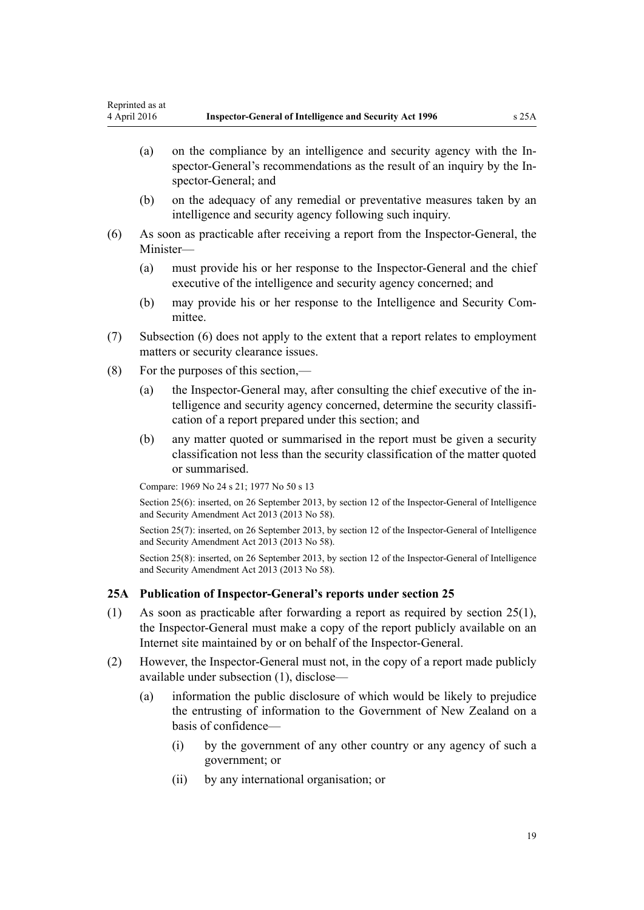(a) on the compliance by an intelligence and security agency with the Inspector-General's recommendations as the result of an inquiry by the Inspector-General; and

(b) on the adequacy of any remedial or preventative measures taken by an intelligence and security agency following such inquiry.

(6) As soon as practicable after receiving a report from the Inspector-General, the Minister—

(a) must provide his or her response to the Inspector-General and the chief executive of the intelligence and security agency concerned; and

(b) may provide his or her response to the Intelligence and Security Committee.

(7) Subsection (6) does not apply to the extent that a report relates to employment matters or security clearance issues.

(8) For the purposes of this section,—

(a) the Inspector-General may, after consulting the chief executive of the intelligence and security agency concerned, determine the security classification of a report prepared under this section; and

(b) any matter quoted or summarised in the report must be given a security classification not less than the security classification of the matter quoted or summarised.

Compare: 1969 No 24 s 21; 1977 No 50 s 13

Section 25(6): inserted, on 26 September 2013, by section 12 of the Inspector-General of Intelligence and Security Amendment Act 2013 (2013 No 58).

Section 25(7): inserted, on 26 September 2013, by section 12 of the Inspector-General of Intelligence and Security Amendment Act 2013 (2013 No 58).

Section 25(8): inserted, on 26 September 2013, by section 12 of the Inspector-General of Intelligence and Security Amendment Act 2013 (2013 No 58).

### 25A Publication of Inspector-General's reports under section 25

(1) As soon as practicable after forwarding a report as required by section 25(1), the Inspector-General must make a copy of the report publicly available on an Internet site maintained by or on behalf of the Inspector-General.

(2) However, the Inspector-General must not, in the copy of a report made publicly available under subsection (1), disclose—

(a) information the public disclosure of which would be likely to prejudice the entrusting of information to the Government of New Zealand on a basis of confidence—

(i) by the government of any other country or any agency of such a government; or

(ii) by any international organisation; or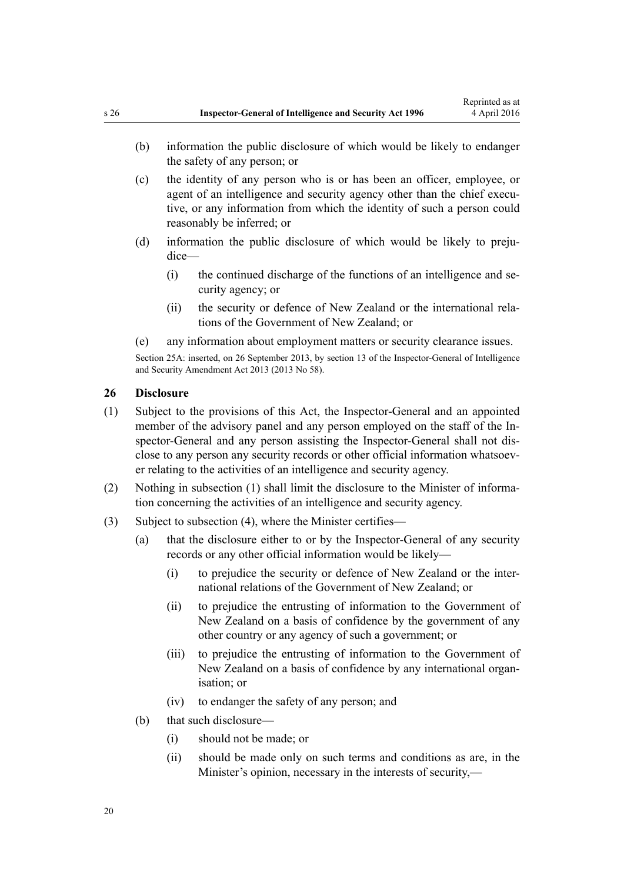(b) information the public disclosure of which would be likely to endanger the safety of any person; or

(c) the identity of any person who is or has been an officer, employee, or agent of an intelligence and security agency other than the chief executive, or any information from which the identity of such a person could reasonably be inferred; or

(d) information the public disclosure of which would be likely to prejudice—

(i) the continued discharge of the functions of an intelligence and security agency; or

(ii) the security or defence of New Zealand or the international relations of the Government of New Zealand; or

(e) any information about employment matters or security clearance issues.

Section 25A: inserted, on 26 September 2013, by section 13 of the Inspector-General of Intelligence and Security Amendment Act 2013 (2013 No 58).

### 26 Disclosure

(1) Subject to the provisions of this Act, the Inspector-General and an appointed member of the advisory panel and any person employed on the staff of the Inspector-General and any person assisting the Inspector-General shall not disclose to any person any security records or other official information whatsoever relating to the activities of an intelligence and security agency.

(2) Nothing in subsection (1) shall limit the disclosure to the Minister of information concerning the activities of an intelligence and security agency.

(3) Subject to subsection (4), where the Minister certifies—

(a) that the disclosure either to or by the Inspector-General of any security records or any other official information would be likely—

(i) to prejudice the security or defence of New Zealand or the international relations of the Government of New Zealand; or

(ii) to prejudice the entrusting of information to the Government of New Zealand on a basis of confidence by the government of any other country or any agency of such a government; or

(iii) to prejudice the entrusting of information to the Government of New Zealand on a basis of confidence by any international organisation; or

(iv) to endanger the safety of any person; and

(b) that such disclosure—

(i) should not be made; or

(ii) should be made only on such terms and conditions as are, in the Minister's opinion, necessary in the interests of security,—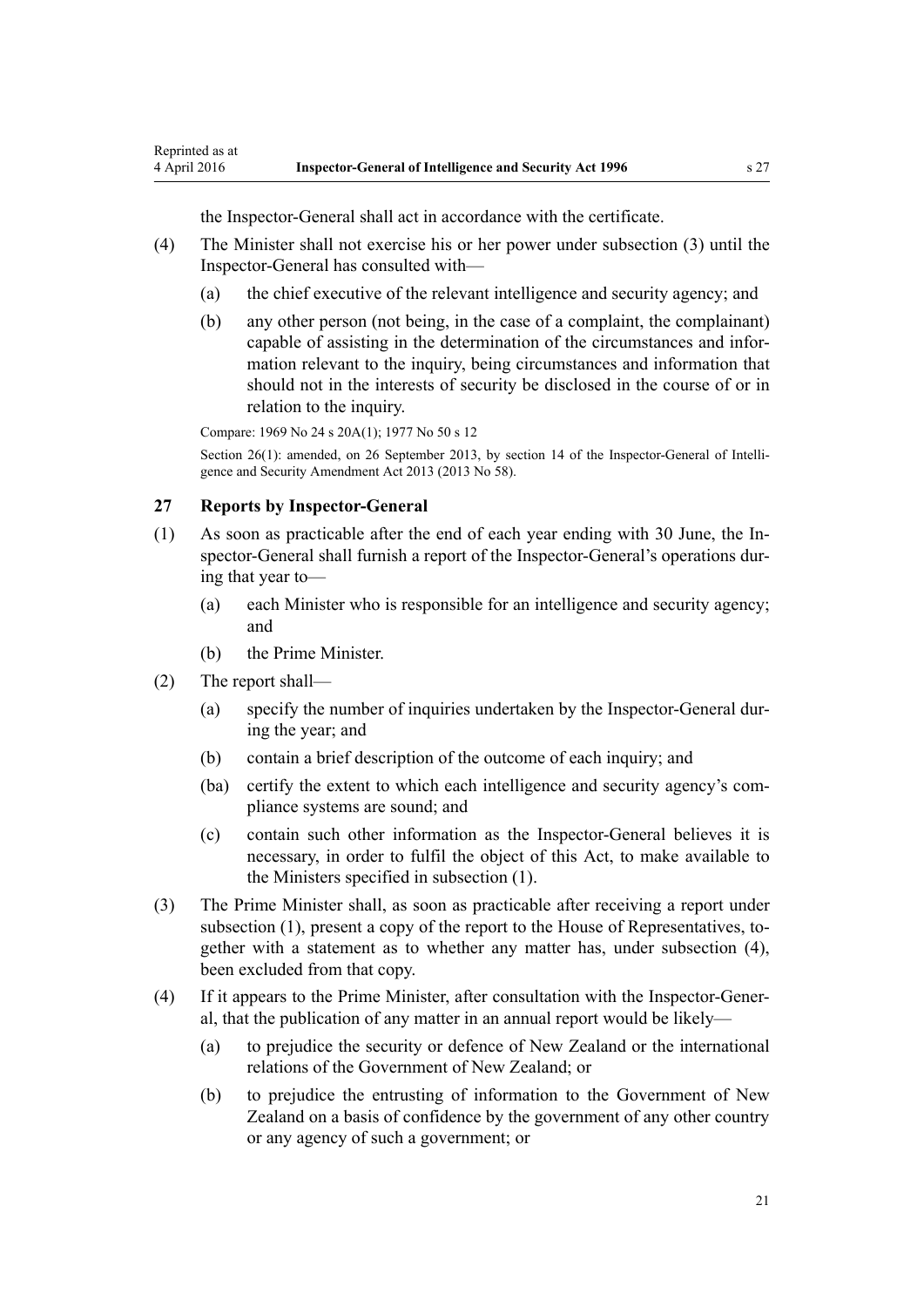the Inspector-General shall act in accordance with the certificate.

(4) The Minister shall not exercise his or her power under subsection (3) until the Inspector-General has consulted with—

(a) the chief executive of the relevant intelligence and security agency; and

(b) any other person (not being, in the case of a complaint, the complainant) capable of assisting in the determination of the circumstances and information relevant to the inquiry, being circumstances and information that should not in the interests of security be disclosed in the course of or in relation to the inquiry.

Compare: 1969 No 24 s 20A(1); 1977 No 50 s 12

Section 26(1): amended, on 26 September 2013, by section 14 of the Inspector-General of Intelligence and Security Amendment Act 2013 (2013 No 58).

## 27 Reports by Inspector-General

(1) As soon as practicable after the end of each year ending with 30 June, the Inspector-General shall furnish a report of the Inspector-General's operations during that year to—

(a) each Minister who is responsible for an intelligence and security agency; and

(b) the Prime Minister.

(2) The report shall—

(a) specify the number of inquiries undertaken by the Inspector-General during the year; and

(b) contain a brief description of the outcome of each inquiry; and

(ba) certify the extent to which each intelligence and security agency's compliance systems are sound; and

(c) contain such other information as the Inspector-General believes it is necessary, in order to fulfil the object of this Act, to make available to the Ministers specified in subsection (1).

(3) The Prime Minister shall, as soon as practicable after receiving a report under subsection (1), present a copy of the report to the House of Representatives, together with a statement as to whether any matter has, under subsection (4), been excluded from that copy.

(4) If it appears to the Prime Minister, after consultation with the Inspector-General, that the publication of any matter in an annual report would be likely—

(a) to prejudice the security or defence of New Zealand or the international relations of the Government of New Zealand; or

(b) to prejudice the entrusting of information to the Government of New Zealand on a basis of confidence by the government of any other country or any agency of such a government; or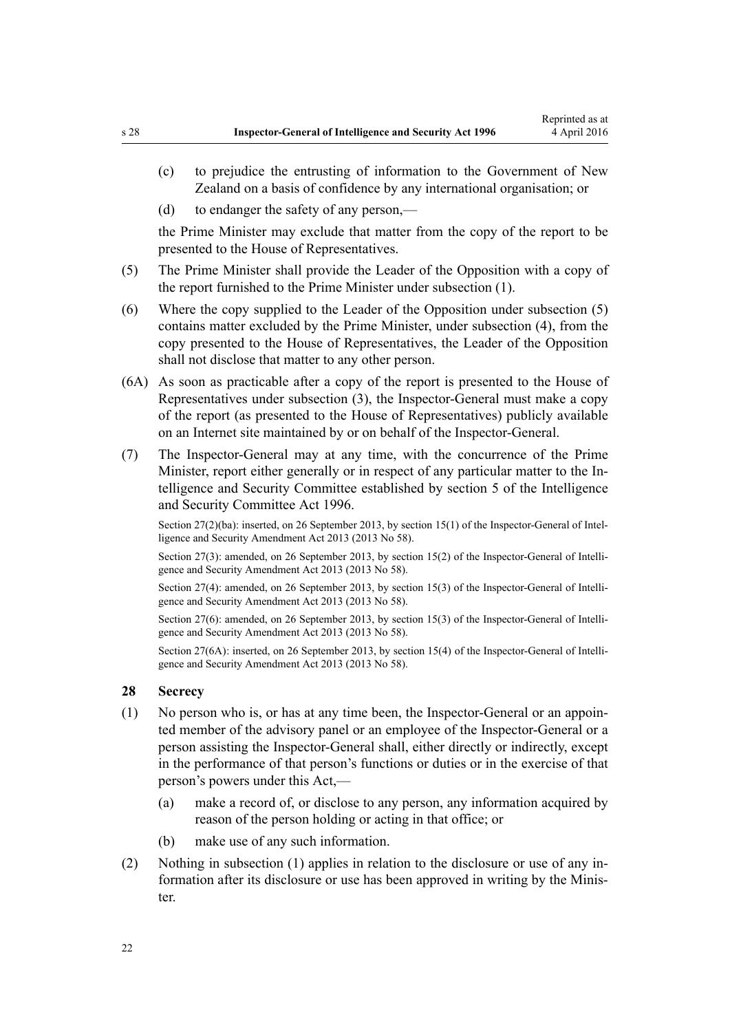(c) to prejudice the entrusting of information to the Government of New Zealand on a basis of confidence by any international organisation; or

(d) to endanger the safety of any person,—

the Prime Minister may exclude that matter from the copy of the report to be presented to the House of Representatives.

(5) The Prime Minister shall provide the Leader of the Opposition with a copy of the report furnished to the Prime Minister under subsection (1).

(6) Where the copy supplied to the Leader of the Opposition under subsection (5) contains matter excluded by the Prime Minister, under subsection (4), from the copy presented to the House of Representatives, the Leader of the Opposition shall not disclose that matter to any other person.

(6A) As soon as practicable after a copy of the report is presented to the House of Representatives under subsection (3), the Inspector-General must make a copy of the report (as presented to the House of Representatives) publicly available on an Internet site maintained by or on behalf of the Inspector-General.

(7) The Inspector-General may at any time, with the concurrence of the Prime Minister, report either generally or in respect of any particular matter to the Intelligence and Security Committee established by section 5 of the Intelligence and Security Committee Act 1996.

Section 27(2)(ba): inserted, on 26 September 2013, by section 15(1) of the Inspector-General of Intelligence and Security Amendment Act 2013 (2013 No 58).

Section 27(3): amended, on 26 September 2013, by section 15(2) of the Inspector-General of Intelligence and Security Amendment Act 2013 (2013 No 58).

Section 27(4): amended, on 26 September 2013, by section 15(3) of the Inspector-General of Intelligence and Security Amendment Act 2013 (2013 No 58).

Section 27(6): amended, on 26 September 2013, by section 15(3) of the Inspector-General of Intelligence and Security Amendment Act 2013 (2013 No 58).

Section 27(6A): inserted, on 26 September 2013, by section 15(4) of the Inspector-General of Intelligence and Security Amendment Act 2013 (2013 No 58).

### 28 Secrecy

(1) No person who is, or has at any time been, the Inspector-General or an appointed member of the advisory panel or an employee of the Inspector-General or a person assisting the Inspector-General shall, either directly or indirectly, except in the performance of that person's functions or duties or in the exercise of that person's powers under this Act,—

(a) make a record of, or disclose to any person, any information acquired by reason of the person holding or acting in that office; or

(b) make use of any such information.

(2) Nothing in subsection (1) applies in relation to the disclosure or use of any information after its disclosure or use has been approved in writing by the Minister.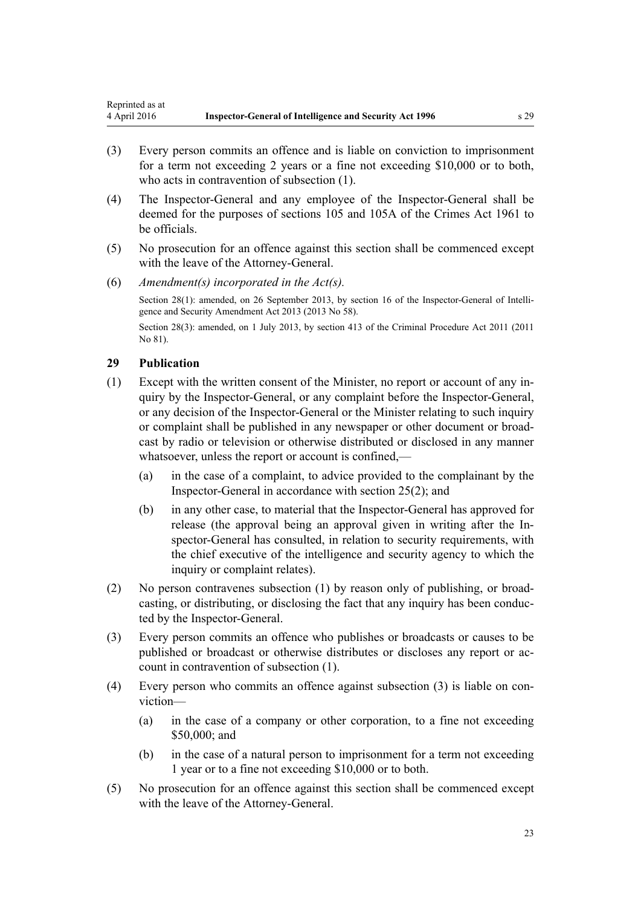(3) Every person commits an offence and is liable on conviction to imprisonment for a term not exceeding 2 years or a fine not exceeding $10,000 or to both, who acts in contravention of subsection (1).

(4) The Inspector-General and any employee of the Inspector-General shall be deemed for the purposes of sections 105 and 105A of the Crimes Act 1961 to be officials.

(5) No prosecution for an offence against this section shall be commenced except with the leave of the Attorney-General.

(6) *Amendment(s) incorporated in the Act(s).*

Section 28(1): amended, on 26 September 2013, by section 16 of the Inspector-General of Intelligence and Security Amendment Act 2013 (2013 No 58).

Section 28(3): amended, on 1 July 2013, by section 413 of the Criminal Procedure Act 2011 (2011 No 81).

### 29 Publication

(1) Except with the written consent of the Minister, no report or account of any inquiry by the Inspector-General, or any complaint before the Inspector-General, or any decision of the Inspector-General or the Minister relating to such inquiry or complaint shall be published in any newspaper or other document or broadcast by radio or television or otherwise distributed or disclosed in any manner whatsoever, unless the report or account is confined,—

  (a) in the case of a complaint, to advice provided to the complainant by the Inspector-General in accordance with section 25(2); and

  (b) in any other case, to material that the Inspector-General has approved for release (the approval being an approval given in writing after the Inspector-General has consulted, in relation to security requirements, with the chief executive of the intelligence and security agency to which the inquiry or complaint relates).

(2) No person contravenes subsection (1) by reason only of publishing, or broadcasting, or distributing, or disclosing the fact that any inquiry has been conducted by the Inspector-General.

(3) Every person commits an offence who publishes or broadcasts or causes to be published or broadcast or otherwise distributes or discloses any report or account in contravention of subsection (1).

(4) Every person who commits an offence against subsection (3) is liable on conviction—

  (a) in the case of a company or other corporation, to a fine not exceeding $50,000; and

  (b) in the case of a natural person to imprisonment for a term not exceeding 1 year or to a fine not exceeding $10,000 or to both.

(5) No prosecution for an offence against this section shall be commenced except with the leave of the Attorney-General.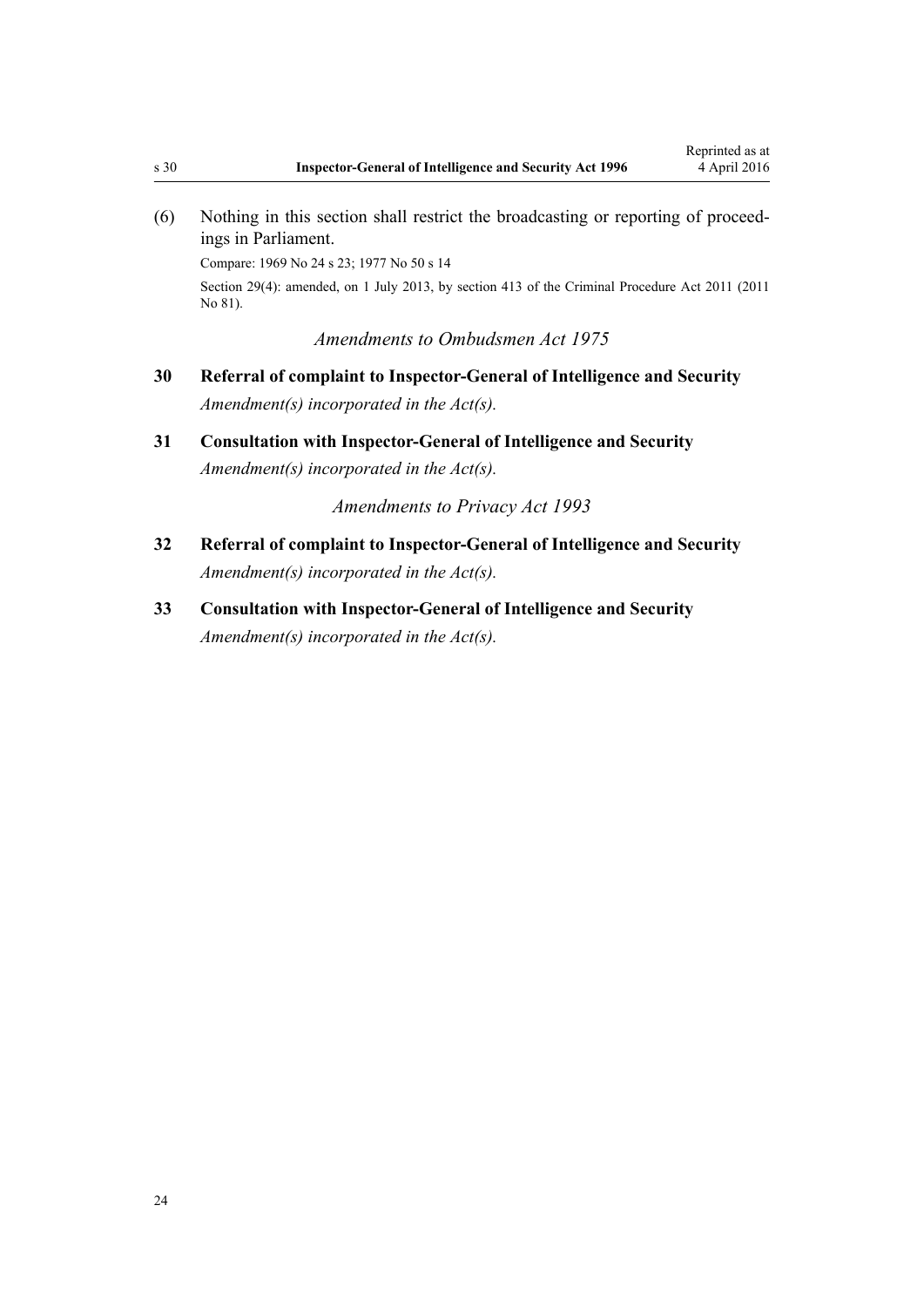(6) Nothing in this section shall restrict the broadcasting or reporting of proceedings in Parliament.

Compare: 1969 No 24 s 23; 1977 No 50 s 14

Section 29(4): amended, on 1 July 2013, by section 413 of the Criminal Procedure Act 2011 (2011 No 81).

*Amendments to Ombudsmen Act 1975*

**30 Referral of complaint to Inspector-General of Intelligence and Security**

*Amendment(s) incorporated in the Act(s).*

**31 Consultation with Inspector-General of Intelligence and Security**

*Amendment(s) incorporated in the Act(s).*

*Amendments to Privacy Act 1993*

**32 Referral of complaint to Inspector-General of Intelligence and Security**

*Amendment(s) incorporated in the Act(s).*

**33 Consultation with Inspector-General of Intelligence and Security**

*Amendment(s) incorporated in the Act(s).*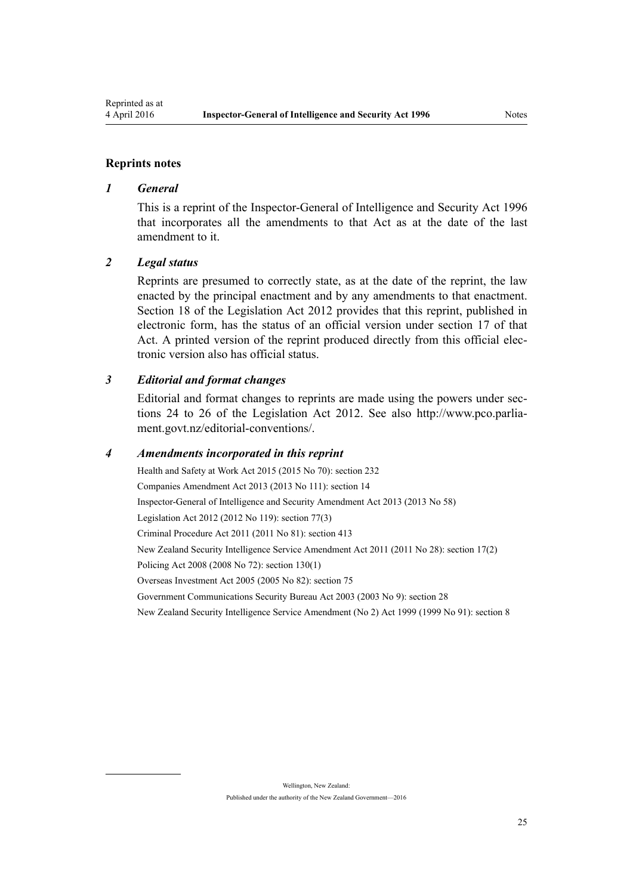## Reprints notes

### *1 General*

This is a reprint of the Inspector-General of Intelligence and Security Act 1996 that incorporates all the amendments to that Act as at the date of the last amendment to it.

### *2 Legal status*

Reprints are presumed to correctly state, as at the date of the reprint, the law enacted by the principal enactment and by any amendments to that enactment. Section 18 of the Legislation Act 2012 provides that this reprint, published in electronic form, has the status of an official version under section 17 of that Act. A printed version of the reprint produced directly from this official electronic version also has official status.

### *3 Editorial and format changes*

Editorial and format changes to reprints are made using the powers under sections 24 to 26 of the Legislation Act 2012. See also http://www.pco.parliament.govt.nz/editorial-conventions/.

### *4 Amendments incorporated in this reprint*

Health and Safety at Work Act 2015 (2015 No 70): section 232

Companies Amendment Act 2013 (2013 No 111): section 14

Inspector-General of Intelligence and Security Amendment Act 2013 (2013 No 58)

Legislation Act 2012 (2012 No 119): section 77(3)

Criminal Procedure Act 2011 (2011 No 81): section 413

New Zealand Security Intelligence Service Amendment Act 2011 (2011 No 28): section 17(2)

Policing Act 2008 (2008 No 72): section 130(1)

Overseas Investment Act 2005 (2005 No 82): section 75

Government Communications Security Bureau Act 2003 (2003 No 9): section 28

New Zealand Security Intelligence Service Amendment (No 2) Act 1999 (1999 No 91): section 8

Wellington, New Zealand:

Published under the authority of the New Zealand Government—2016